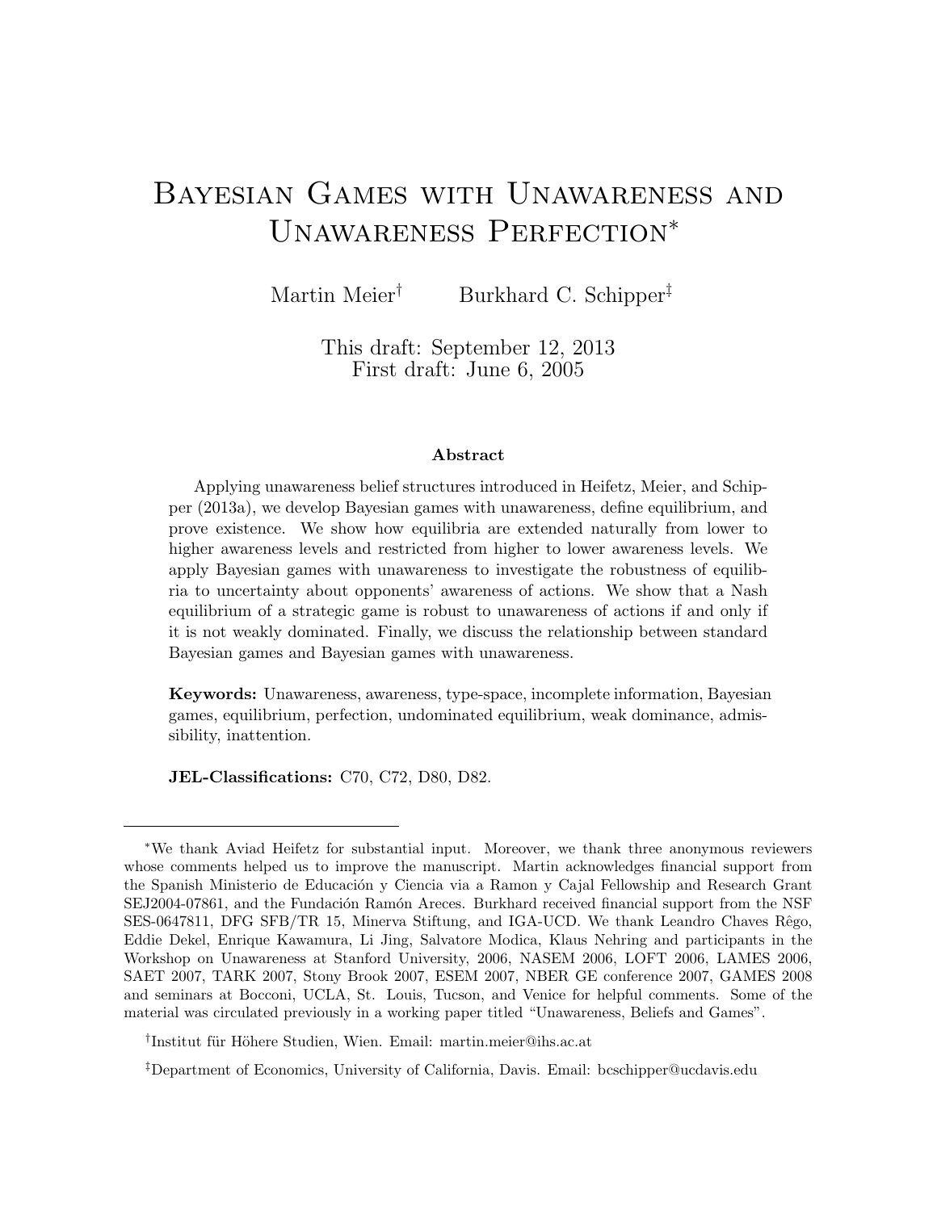# Bayesian Games with Unawareness and Unawareness Perfection*

Martin Meier† Burkhard C. Schipper‡

This draft: September 12, 2013
First draft: June 6, 2005

### Abstract

Applying unawareness belief structures introduced in Heifetz, Meier, and Schipper (2013a), we develop Bayesian games with unawareness, define equilibrium, and prove existence. We show how equilibria are extended naturally from lower to higher awareness levels and restricted from higher to lower awareness levels. We apply Bayesian games with unawareness to investigate the robustness of equilibria to uncertainty about opponents' awareness of actions. We show that a Nash equilibrium of a strategic game is robust to unawareness of actions if and only if it is not weakly dominated. Finally, we discuss the relationship between standard Bayesian games and Bayesian games with unawareness.

**Keywords:** Unawareness, awareness, type-space, incomplete information, Bayesian games, equilibrium, perfection, undominated equilibrium, weak dominance, admissibility, inattention.

**JEL-Classifications:** C70, C72, D80, D82.

---

*We thank Aviad Heifetz for substantial input. Moreover, we thank three anonymous reviewers whose comments helped us to improve the manuscript. Martin acknowledges financial support from the Spanish Ministerio de Educación y Ciencia via a Ramon y Cajal Fellowship and Research Grant SEJ2004-07861, and the Fundación Ramón Areces. Burkhard received financial support from the NSF SES-0647811, DFG SFB/TR 15, Minerva Stiftung, and IGA-UCD. We thank Leandro Chaves Rêgo, Eddie Dekel, Enrique Kawamura, Li Jing, Salvatore Modica, Klaus Nehring and participants in the Workshop on Unawareness at Stanford University, 2006, NASEM 2006, LOFT 2006, LAMES 2006, SAET 2007, TARK 2007, Stony Brook 2007, ESEM 2007, NBER GE conference 2007, GAMES 2008 and seminars at Bocconi, UCLA, St. Louis, Tucson, and Venice for helpful comments. Some of the material was circulated previously in a working paper titled "Unawareness, Beliefs and Games".

†Institut für Höhere Studien, Wien. Email: martin.meier@ihs.ac.at

‡Department of Economics, University of California, Davis. Email: bcschipper@ucdavis.edu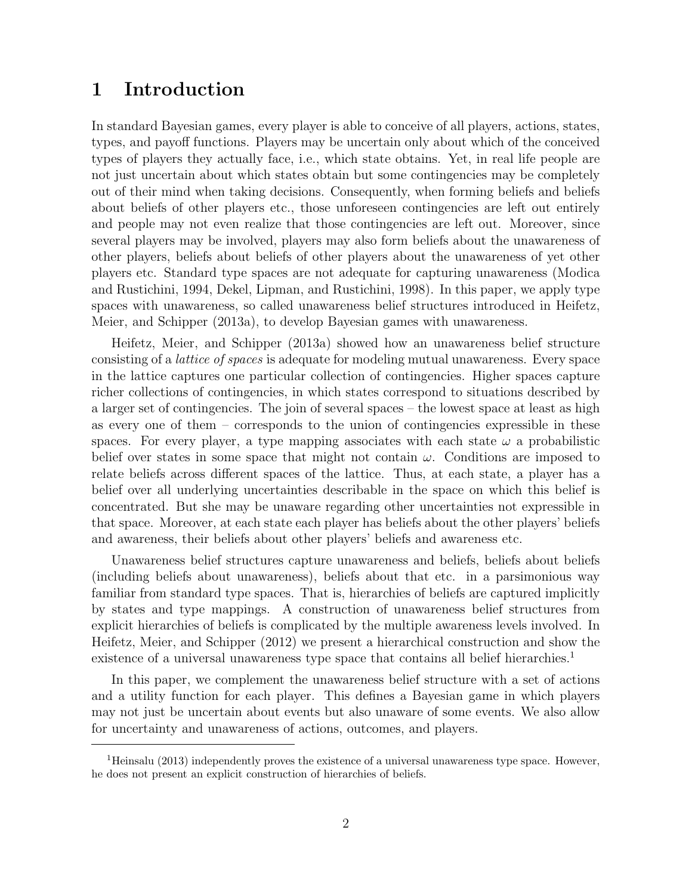# 1 Introduction

In standard Bayesian games, every player is able to conceive of all players, actions, states, types, and payoff functions. Players may be uncertain only about which of the conceived types of players they actually face, i.e., which state obtains. Yet, in real life people are not just uncertain about which states obtain but some contingencies may be completely out of their mind when taking decisions. Consequently, when forming beliefs and beliefs about beliefs of other players etc., those unforeseen contingencies are left out entirely and people may not even realize that those contingencies are left out. Moreover, since several players may be involved, players may also form beliefs about the unawareness of other players, beliefs about beliefs of other players about the unawareness of yet other players etc. Standard type spaces are not adequate for capturing unawareness (Modica and Rustichini, 1994, Dekel, Lipman, and Rustichini, 1998). In this paper, we apply type spaces with unawareness, so called unawareness belief structures introduced in Heifetz, Meier, and Schipper (2013a), to develop Bayesian games with unawareness.

Heifetz, Meier, and Schipper (2013a) showed how an unawareness belief structure consisting of a *lattice of spaces* is adequate for modeling mutual unawareness. Every space in the lattice captures one particular collection of contingencies. Higher spaces capture richer collections of contingencies, in which states correspond to situations described by a larger set of contingencies. The join of several spaces – the lowest space at least as high as every one of them – corresponds to the union of contingencies expressible in these spaces. For every player, a type mapping associates with each state $\omega$ a probabilistic belief over states in some space that might not contain $\omega$. Conditions are imposed to relate beliefs across different spaces of the lattice. Thus, at each state, a player has a belief over all underlying uncertainties describable in the space on which this belief is concentrated. But she may be unaware regarding other uncertainties not expressible in that space. Moreover, at each state each player has beliefs about the other players' beliefs and awareness, their beliefs about other players' beliefs and awareness etc.

Unawareness belief structures capture unawareness and beliefs, beliefs about beliefs (including beliefs about unawareness), beliefs about that etc. in a parsimonious way familiar from standard type spaces. That is, hierarchies of beliefs are captured implicitly by states and type mappings. A construction of unawareness belief structures from explicit hierarchies of beliefs is complicated by the multiple awareness levels involved. In Heifetz, Meier, and Schipper (2012) we present a hierarchical construction and show the existence of a universal unawareness type space that contains all belief hierarchies.[1]

In this paper, we complement the unawareness belief structure with a set of actions and a utility function for each player. This defines a Bayesian game in which players may not just be uncertain about events but also unaware of some events. We also allow for uncertainty and unawareness of actions, outcomes, and players.

[1] Heinsalu (2013) independently proves the existence of a universal unawareness type space. However, he does not present an explicit construction of hierarchies of beliefs.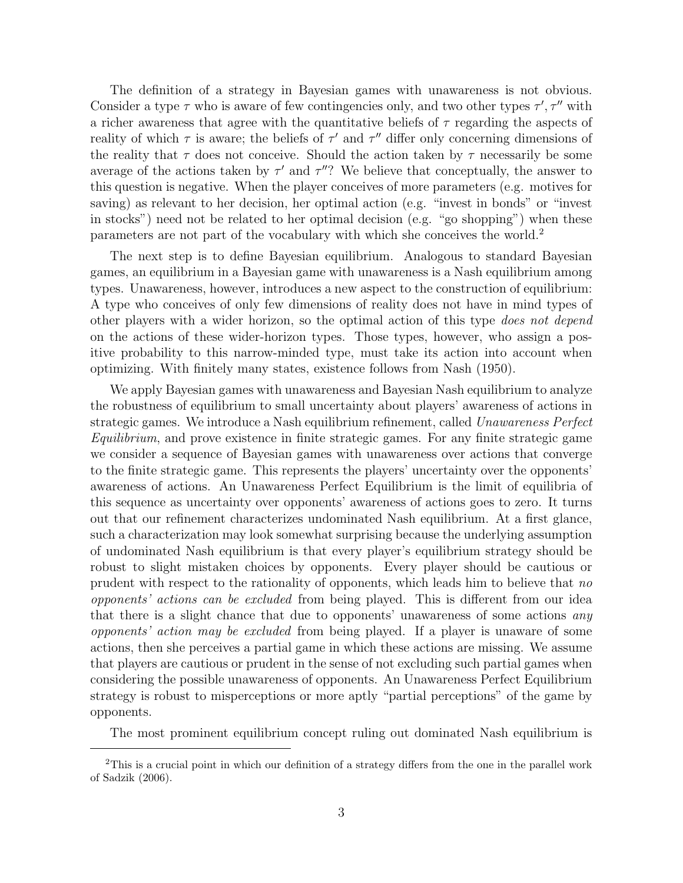The definition of a strategy in Bayesian games with unawareness is not obvious. Consider a type $\tau$ who is aware of few contingencies only, and two other types $\tau', \tau''$ with a richer awareness that agree with the quantitative beliefs of $\tau$ regarding the aspects of reality of which $\tau$ is aware; the beliefs of $\tau'$ and $\tau''$ differ only concerning dimensions of the reality that $\tau$ does not conceive. Should the action taken by $\tau$ necessarily be some average of the actions taken by $\tau'$ and $\tau''$? We believe that conceptually, the answer to this question is negative. When the player conceives of more parameters (e.g. motives for saving) as relevant to her decision, her optimal action (e.g. "invest in bonds" or "invest in stocks") need not be related to her optimal decision (e.g. "go shopping") when these parameters are not part of the vocabulary with which she conceives the world.[2]

The next step is to define Bayesian equilibrium. Analogous to standard Bayesian games, an equilibrium in a Bayesian game with unawareness is a Nash equilibrium among types. Unawareness, however, introduces a new aspect to the construction of equilibrium: A type who conceives of only few dimensions of reality does not have in mind types of other players with a wider horizon, so the optimal action of this type *does not depend* on the actions of these wider-horizon types. Those types, however, who assign a positive probability to this narrow-minded type, must take its action into account when optimizing. With finitely many states, existence follows from Nash (1950).

We apply Bayesian games with unawareness and Bayesian Nash equilibrium to analyze the robustness of equilibrium to small uncertainty about players' awareness of actions in strategic games. We introduce a Nash equilibrium refinement, called *Unawareness Perfect Equilibrium*, and prove existence in finite strategic games. For any finite strategic game we consider a sequence of Bayesian games with unawareness over actions that converge to the finite strategic game. This represents the players' uncertainty over the opponents' awareness of actions. An Unawareness Perfect Equilibrium is the limit of equilibria of this sequence as uncertainty over opponents' awareness of actions goes to zero. It turns out that our refinement characterizes undominated Nash equilibrium. At a first glance, such a characterization may look somewhat surprising because the underlying assumption of undominated Nash equilibrium is that every player's equilibrium strategy should be robust to slight mistaken choices by opponents. Every player should be cautious or prudent with respect to the rationality of opponents, which leads him to believe that *no opponents' actions can be excluded* from being played. This is different from our idea that there is a slight chance that due to opponents' unawareness of some actions *any opponents' action may be excluded* from being played. If a player is unaware of some actions, then she perceives a partial game in which these actions are missing. We assume that players are cautious or prudent in the sense of not excluding such partial games when considering the possible unawareness of opponents. An Unawareness Perfect Equilibrium strategy is robust to misperceptions or more aptly "partial perceptions" of the game by opponents.

The most prominent equilibrium concept ruling out dominated Nash equilibrium is

---

[2] This is a crucial point in which our definition of a strategy differs from the one in the parallel work of Sadzik (2006).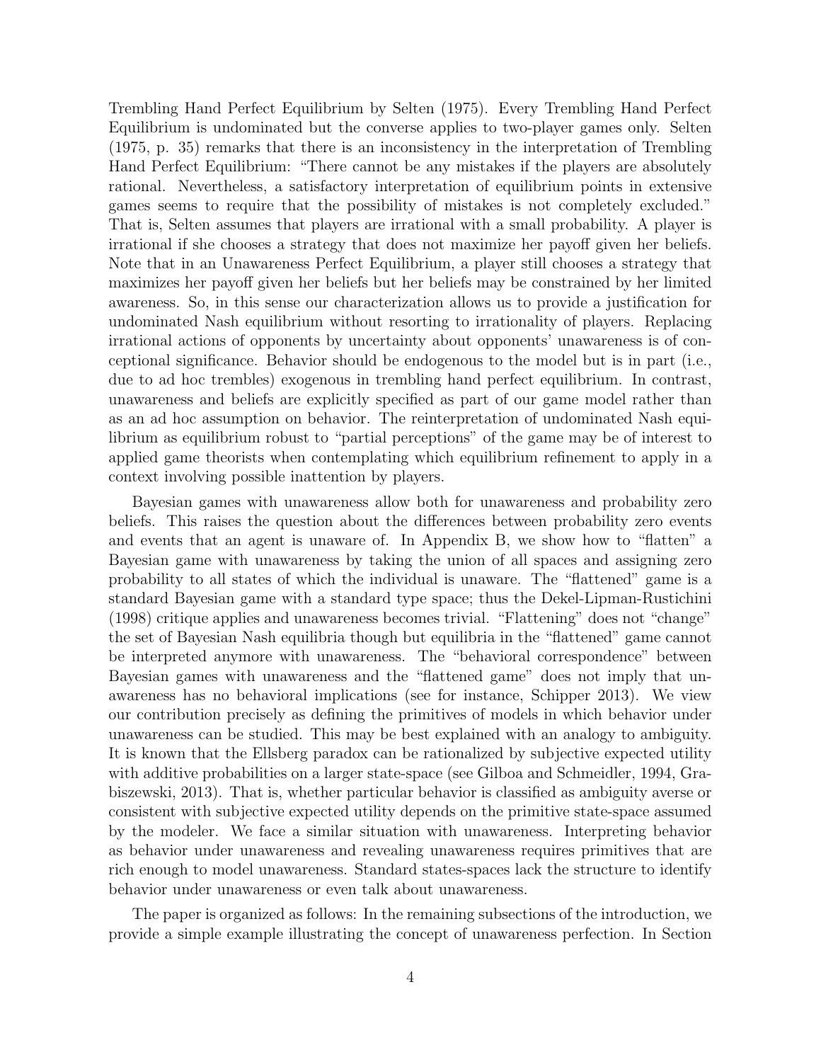Trembling Hand Perfect Equilibrium by Selten (1975). Every Trembling Hand Perfect Equilibrium is undominated but the converse applies to two-player games only. Selten (1975, p. 35) remarks that there is an inconsistency in the interpretation of Trembling Hand Perfect Equilibrium: "There cannot be any mistakes if the players are absolutely rational. Nevertheless, a satisfactory interpretation of equilibrium points in extensive games seems to require that the possibility of mistakes is not completely excluded." That is, Selten assumes that players are irrational with a small probability. A player is irrational if she chooses a strategy that does not maximize her payoff given her beliefs. Note that in an Unawareness Perfect Equilibrium, a player still chooses a strategy that maximizes her payoff given her beliefs but her beliefs may be constrained by her limited awareness. So, in this sense our characterization allows us to provide a justification for undominated Nash equilibrium without resorting to irrationality of players. Replacing irrational actions of opponents by uncertainty about opponents' unawareness is of conceptional significance. Behavior should be endogenous to the model but is in part (i.e., due to ad hoc trembles) exogenous in trembling hand perfect equilibrium. In contrast, unawareness and beliefs are explicitly specified as part of our game model rather than as an ad hoc assumption on behavior. The reinterpretation of undominated Nash equilibrium as equilibrium robust to "partial perceptions" of the game may be of interest to applied game theorists when contemplating which equilibrium refinement to apply in a context involving possible inattention by players.

Bayesian games with unawareness allow both for unawareness and probability zero beliefs. This raises the question about the differences between probability zero events and events that an agent is unaware of. In Appendix B, we show how to "flatten" a Bayesian game with unawareness by taking the union of all spaces and assigning zero probability to all states of which the individual is unaware. The "flattened" game is a standard Bayesian game with a standard type space; thus the Dekel-Lipman-Rustichini (1998) critique applies and unawareness becomes trivial. "Flattening" does not "change" the set of Bayesian Nash equilibria though but equilibria in the "flattened" game cannot be interpreted anymore with unawareness. The "behavioral correspondence" between Bayesian games with unawareness and the "flattened game" does not imply that unawareness has no behavioral implications (see for instance, Schipper 2013). We view our contribution precisely as defining the primitives of models in which behavior under unawareness can be studied. This may be best explained with an analogy to ambiguity. It is known that the Ellsberg paradox can be rationalized by subjective expected utility with additive probabilities on a larger state-space (see Gilboa and Schmeidler, 1994, Grabiszewski, 2013). That is, whether particular behavior is classified as ambiguity averse or consistent with subjective expected utility depends on the primitive state-space assumed by the modeler. We face a similar situation with unawareness. Interpreting behavior as behavior under unawareness and revealing unawareness requires primitives that are rich enough to model unawareness. Standard states-spaces lack the structure to identify behavior under unawareness or even talk about unawareness.

The paper is organized as follows: In the remaining subsections of the introduction, we provide a simple example illustrating the concept of unawareness perfection. In Section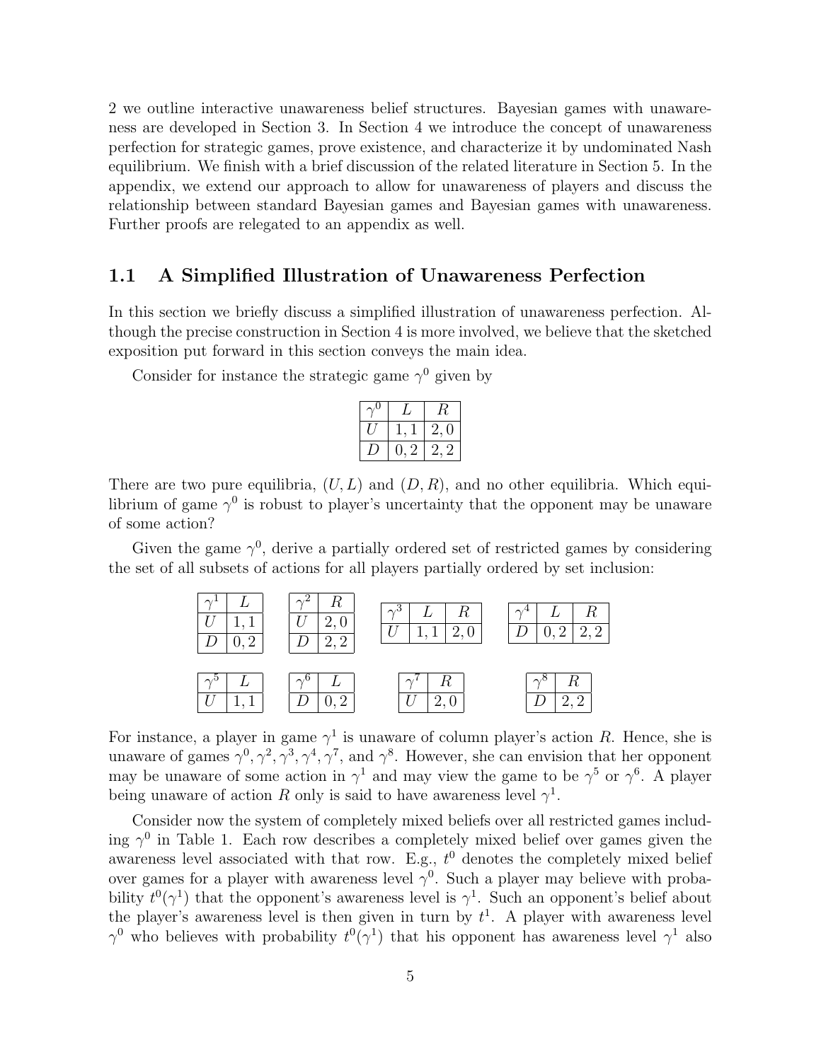2 we outline interactive unawareness belief structures. Bayesian games with unawareness are developed in Section 3. In Section 4 we introduce the concept of unawareness perfection for strategic games, prove existence, and characterize it by undominated Nash equilibrium. We finish with a brief discussion of the related literature in Section 5. In the appendix, we extend our approach to allow for unawareness of players and discuss the relationship between standard Bayesian games and Bayesian games with unawareness. Further proofs are relegated to an appendix as well.

## 1.1 A Simplified Illustration of Unawareness Perfection

In this section we briefly discuss a simplified illustration of unawareness perfection. Although the precise construction in Section 4 is more involved, we believe that the sketched exposition put forward in this section conveys the main idea.

Consider for instance the strategic game $\gamma^0$ given by

| $\gamma^0$ | $L$ | $R$ |
|---|---|---|
| $U$ | $1,1$ | $2,0$ |
| $D$ | $0,2$ | $2,2$ |

There are two pure equilibria, $(U, L)$ and $(D, R)$, and no other equilibria. Which equilibrium of game $\gamma^0$ is robust to player's uncertainty that the opponent may be unaware of some action?

Given the game $\gamma^0$, derive a partially ordered set of restricted games by considering the set of all subsets of actions for all players partially ordered by set inclusion:

| $\gamma^1$ | $L$ |
|---|---|
| $U$ | $1,1$ |
| $D$ | $0,2$ |

| $\gamma^2$ | $R$ |
|---|---|
| $U$ | $2,0$ |
| $D$ | $2,2$ |

| $\gamma^3$ | $L$ | $R$ |
|---|---|---|
| $U$ | $1,1$ | $2,0$ |

| $\gamma^4$ | $L$ | $R$ |
|---|---|---|
| $D$ | $0,2$ | $2,2$ |

| $\gamma^5$ | $L$ |
|---|---|
| $U$ | $1,1$ |

| $\gamma^6$ | $L$ |
|---|---|
| $D$ | $0,2$ |

| $\gamma^7$ | $R$ |
|---|---|
| $U$ | $2,0$ |

| $\gamma^8$ | $R$ |
|---|---|
| $D$ | $2,2$ |

For instance, a player in game $\gamma^1$ is unaware of column player's action $R$. Hence, she is unaware of games $\gamma^0, \gamma^2, \gamma^3, \gamma^4, \gamma^7$, and $\gamma^8$. However, she can envision that her opponent may be unaware of some action in $\gamma^1$ and may view the game to be $\gamma^5$ or $\gamma^6$. A player being unaware of action $R$ only is said to have awareness level $\gamma^1$.

Consider now the system of completely mixed beliefs over all restricted games including $\gamma^0$ in Table 1. Each row describes a completely mixed belief over games given the awareness level associated with that row. E.g., $t^0$ denotes the completely mixed belief over games for a player with awareness level $\gamma^0$. Such a player may believe with probability $t^0(\gamma^1)$ that the opponent's awareness level is $\gamma^1$. Such an opponent's belief about the player's awareness level is then given in turn by $t^1$. A player with awareness level $\gamma^0$ who believes with probability $t^0(\gamma^1)$ that his opponent has awareness level $\gamma^1$ also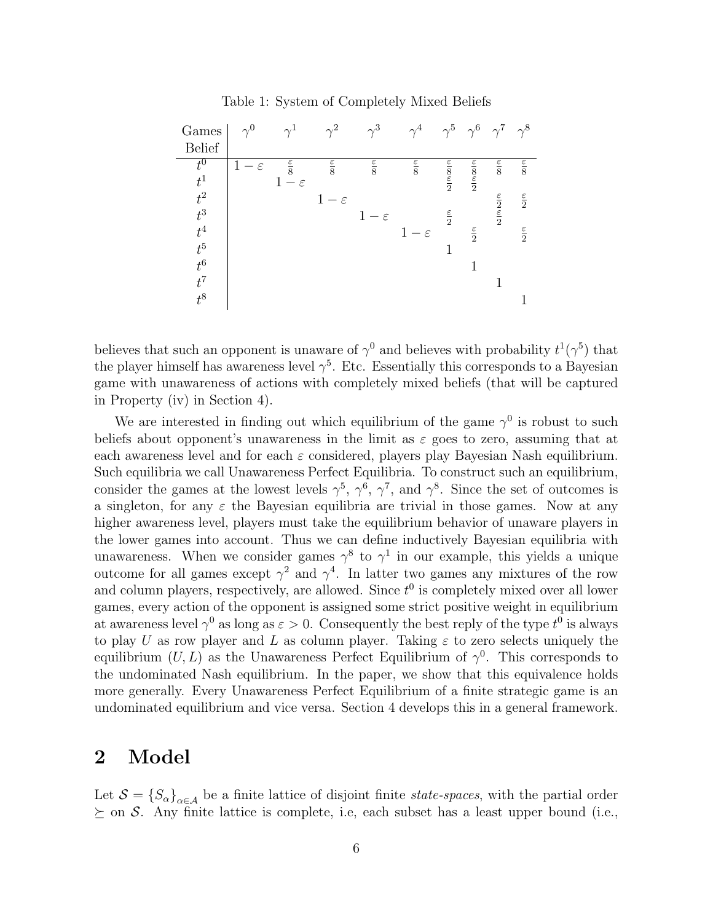Table 1: System of Completely Mixed Beliefs

| Games / Belief | $\gamma^0$ | $\gamma^1$ | $\gamma^2$ | $\gamma^3$ | $\gamma^4$ | $\gamma^5$ | $\gamma^6$ | $\gamma^7$ | $\gamma^8$ |
|---|---|---|---|---|---|---|---|---|---|
| $t^0$ | $1-\varepsilon$ | $\frac{\varepsilon}{8}$ | $\frac{\varepsilon}{8}$ | $\frac{\varepsilon}{8}$ | $\frac{\varepsilon}{8}$ | $\frac{\varepsilon}{8}$ | $\frac{\varepsilon}{8}$ | $\frac{\varepsilon}{8}$ | $\frac{\varepsilon}{8}$ |
| $t^1$ | | $1-\varepsilon$ | | | | $\frac{\varepsilon}{2}$ | $\frac{\varepsilon}{2}$ | | |
| $t^2$ | | | $1-\varepsilon$ | | | | | $\frac{\varepsilon}{2}$ | $\frac{\varepsilon}{2}$ |
| $t^3$ | | | | $1-\varepsilon$ | | $\frac{\varepsilon}{2}$ | | $\frac{\varepsilon}{2}$ | |
| $t^4$ | | | | | $1-\varepsilon$ | | $\frac{\varepsilon}{2}$ | | $\frac{\varepsilon}{2}$ |
| $t^5$ | | | | | | $1$ | | | |
| $t^6$ | | | | | | | $1$ | | |
| $t^7$ | | | | | | | | $1$ | |
| $t^8$ | | | | | | | | | $1$ |

believes that such an opponent is unaware of $\gamma^0$ and believes with probability $t^1(\gamma^5)$ that the player himself has awareness level $\gamma^5$. Etc. Essentially this corresponds to a Bayesian game with unawareness of actions with completely mixed beliefs (that will be captured in Property (iv) in Section 4).

We are interested in finding out which equilibrium of the game $\gamma^0$ is robust to such beliefs about opponent's unawareness in the limit as $\varepsilon$ goes to zero, assuming that at each awareness level and for each $\varepsilon$ considered, players play Bayesian Nash equilibrium. Such equilibria we call Unawareness Perfect Equilibria. To construct such an equilibrium, consider the games at the lowest levels $\gamma^5$, $\gamma^6$, $\gamma^7$, and $\gamma^8$. Since the set of outcomes is a singleton, for any $\varepsilon$ the Bayesian equilibria are trivial in those games. Now at any higher awareness level, players must take the equilibrium behavior of unaware players in the lower games into account. Thus we can define inductively Bayesian equilibria with unawareness. When we consider games $\gamma^8$ to $\gamma^1$ in our example, this yields a unique outcome for all games except $\gamma^2$ and $\gamma^4$. In latter two games any mixtures of the row and column players, respectively, are allowed. Since $t^0$ is completely mixed over all lower games, every action of the opponent is assigned some strict positive weight in equilibrium at awareness level $\gamma^0$ as long as $\varepsilon > 0$. Consequently the best reply of the type $t^0$ is always to play $U$ as row player and $L$ as column player. Taking $\varepsilon$ to zero selects uniquely the equilibrium $(U, L)$ as the Unawareness Perfect Equilibrium of $\gamma^0$. This corresponds to the undominated Nash equilibrium. In the paper, we show that this equivalence holds more generally. Every Unawareness Perfect Equilibrium of a finite strategic game is an undominated equilibrium and vice versa. Section 4 develops this in a general framework.

## 2 Model

Let $\mathcal{S} = \{S_\alpha\}_{\alpha \in \mathcal{A}}$ be a finite lattice of disjoint finite *state-spaces*, with the partial order $\succeq$ on $\mathcal{S}$. Any finite lattice is complete, i.e, each subset has a least upper bound (i.e.,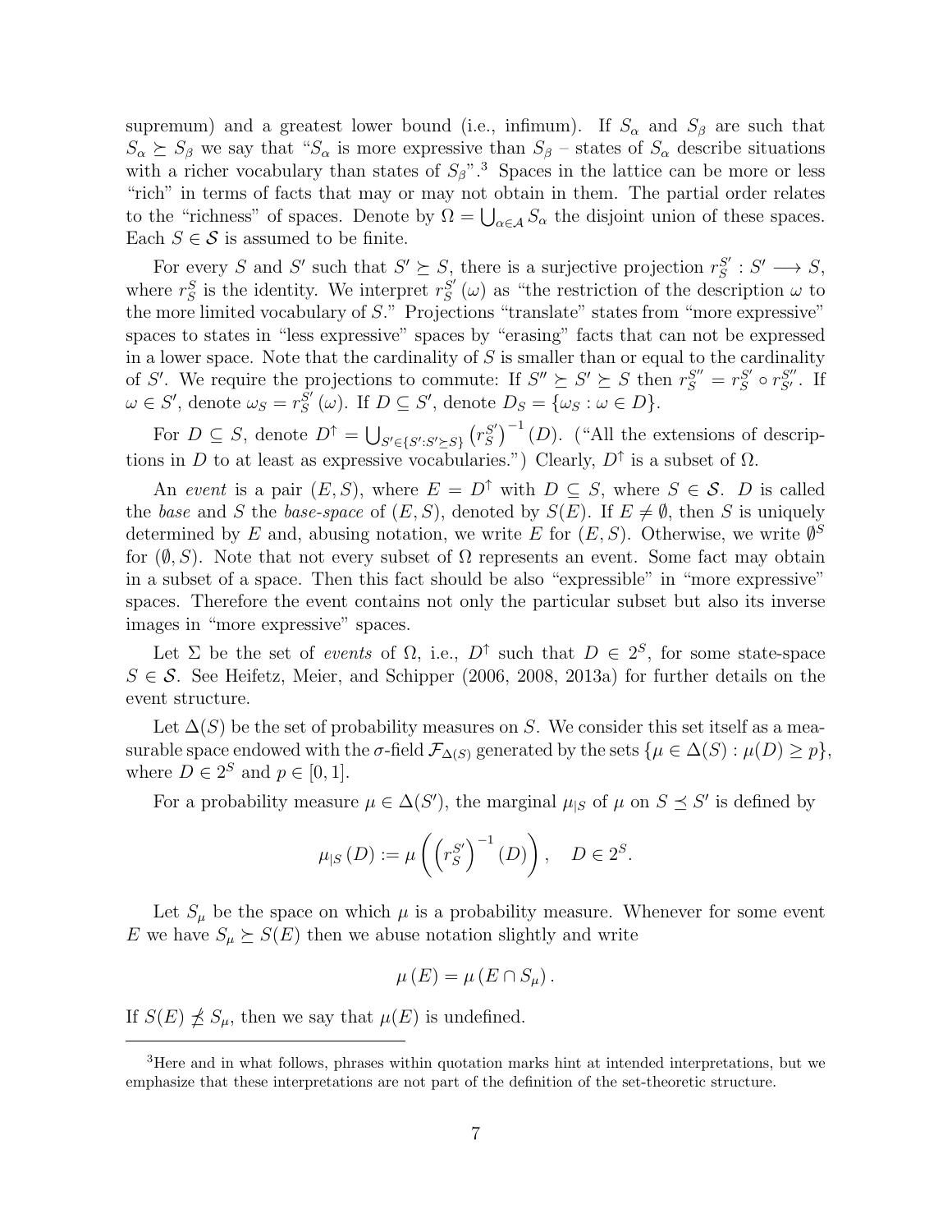supremum) and a greatest lower bound (i.e., infimum). If $S_\alpha$ and $S_\beta$ are such that $S_\alpha \succeq S_\beta$ we say that "$S_\alpha$ is more expressive than $S_\beta$ – states of $S_\alpha$ describe situations with a richer vocabulary than states of $S_\beta$".[3] Spaces in the lattice can be more or less "rich" in terms of facts that may or may not obtain in them. The partial order relates to the "richness" of spaces. Denote by $\Omega = \bigcup_{\alpha \in \mathcal{A}} S_\alpha$ the disjoint union of these spaces. Each $S \in \mathcal{S}$ is assumed to be finite.

For every $S$ and $S'$ such that $S' \succeq S$, there is a surjective projection $r_S^{S'} : S' \longrightarrow S$, where $r_S^S$ is the identity. We interpret $r_S^{S'}(\omega)$ as "the restriction of the description $\omega$ to the more limited vocabulary of $S$." Projections "translate" states from "more expressive" spaces to states in "less expressive" spaces by "erasing" facts that can not be expressed in a lower space. Note that the cardinality of $S$ is smaller than or equal to the cardinality of $S'$. We require the projections to commute: If $S'' \succeq S' \succeq S$ then $r_S^{S''} = r_S^{S'} \circ r_{S'}^{S''}$. If $\omega \in S'$, denote $\omega_S = r_S^{S'}(\omega)$. If $D \subseteq S'$, denote $D_S = \{\omega_S : \omega \in D\}$.

For $D \subseteq S$, denote $D^\uparrow = \bigcup_{S' \in \{S' : S' \succeq S\}} \left(r_S^{S'}\right)^{-1}(D)$. ("All the extensions of descriptions in $D$ to at least as expressive vocabularies.") Clearly, $D^\uparrow$ is a subset of $\Omega$.

An *event* is a pair $(E, S)$, where $E = D^\uparrow$ with $D \subseteq S$, where $S \in \mathcal{S}$. $D$ is called the *base* and $S$ the *base-space* of $(E, S)$, denoted by $S(E)$. If $E \neq \emptyset$, then $S$ is uniquely determined by $E$ and, abusing notation, we write $E$ for $(E, S)$. Otherwise, we write $\emptyset^S$ for $(\emptyset, S)$. Note that not every subset of $\Omega$ represents an event. Some fact may obtain in a subset of a space. Then this fact should be also "expressible" in "more expressive" spaces. Therefore the event contains not only the particular subset but also its inverse images in "more expressive" spaces.

Let $\Sigma$ be the set of *events* of $\Omega$, i.e., $D^\uparrow$ such that $D \in 2^S$, for some state-space $S \in \mathcal{S}$. See Heifetz, Meier, and Schipper (2006, 2008, 2013a) for further details on the event structure.

Let $\Delta(S)$ be the set of probability measures on $S$. We consider this set itself as a measurable space endowed with the $\sigma$-field $\mathcal{F}_{\Delta(S)}$ generated by the sets $\{\mu \in \Delta(S) : \mu(D) \geq p\}$, where $D \in 2^S$ and $p \in [0, 1]$.

For a probability measure $\mu \in \Delta(S')$, the marginal $\mu_{|S}$ of $\mu$ on $S \preceq S'$ is defined by

$$\mu_{|S}(D) := \mu\left(\left(r_S^{S'}\right)^{-1}(D)\right), \quad D \in 2^S.$$

Let $S_\mu$ be the space on which $\mu$ is a probability measure. Whenever for some event $E$ we have $S_\mu \succeq S(E)$ then we abuse notation slightly and write

$$\mu(E) = \mu(E \cap S_\mu).$$

If $S(E) \not\preceq S_\mu$, then we say that $\mu(E)$ is undefined.

[3] Here and in what follows, phrases within quotation marks hint at intended interpretations, but we emphasize that these interpretations are not part of the definition of the set-theoretic structure.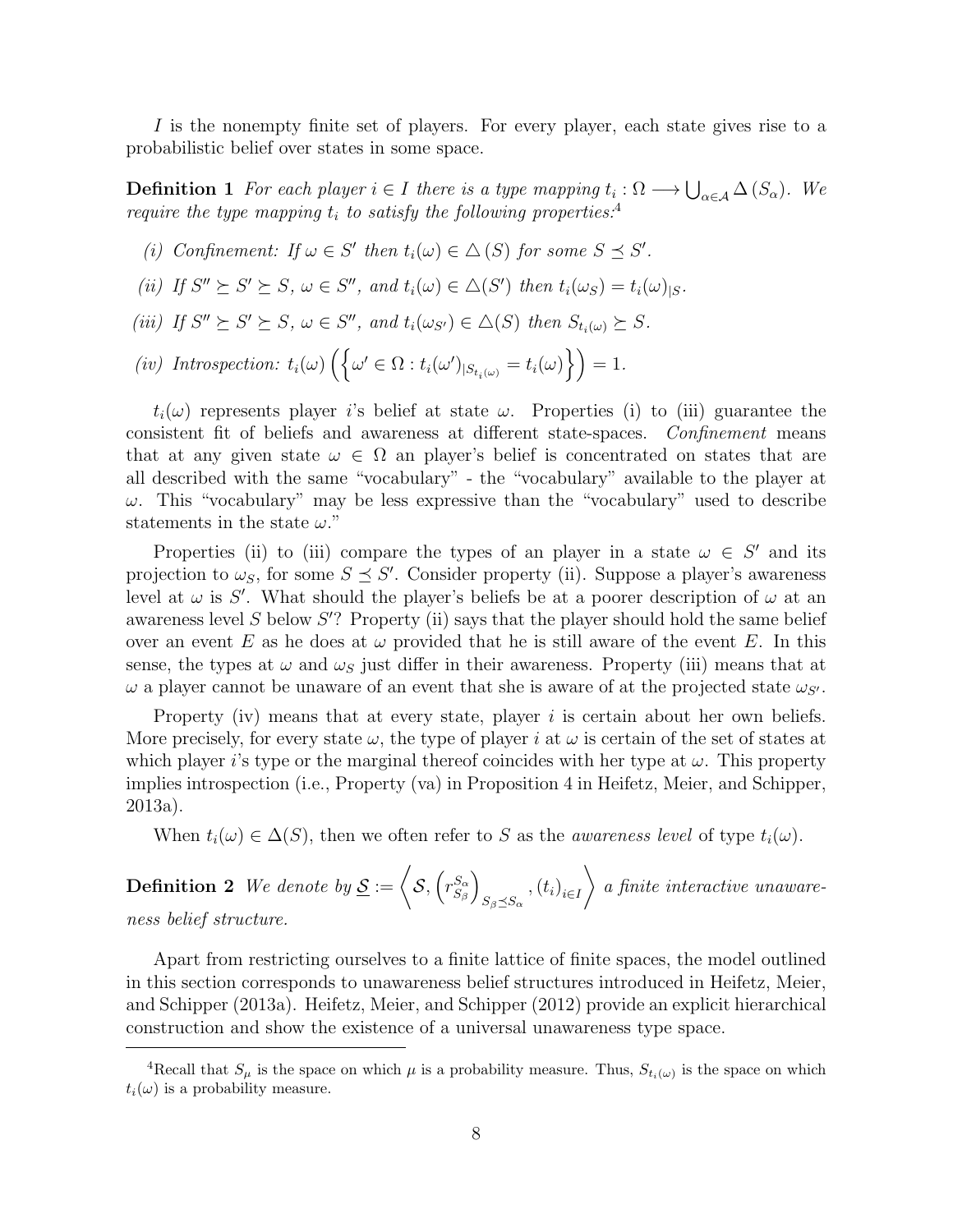$I$ is the nonempty finite set of players. For every player, each state gives rise to a probabilistic belief over states in some space.

**Definition 1** *For each player $i \in I$ there is a type mapping $t_i : \Omega \longrightarrow \bigcup_{\alpha \in \mathcal{A}} \Delta(S_\alpha)$. We require the type mapping $t_i$ to satisfy the following properties:*[4]

*(i) Confinement: If $\omega \in S'$ then $t_i(\omega) \in \triangle(S)$ for some $S \preceq S'$.*

*(ii) If $S'' \succeq S' \succeq S$, $\omega \in S''$, and $t_i(\omega) \in \triangle(S')$ then $t_i(\omega_S) = t_i(\omega)_{|S}$.*

*(iii) If $S'' \succeq S' \succeq S$, $\omega \in S''$, and $t_i(\omega_{S'}) \in \triangle(S)$ then $S_{t_i(\omega)} \succeq S$.*

*(iv) Introspection: $t_i(\omega)\left(\left\{\omega' \in \Omega : t_i(\omega')_{|S_{t_i(\omega)}} = t_i(\omega)\right\}\right) = 1$.*

$t_i(\omega)$ represents player $i$'s belief at state $\omega$. Properties (i) to (iii) guarantee the consistent fit of beliefs and awareness at different state-spaces. *Confinement* means that at any given state $\omega \in \Omega$ an player's belief is concentrated on states that are all described with the same "vocabulary" - the "vocabulary" available to the player at $\omega$. This "vocabulary" may be less expressive than the "vocabulary" used to describe statements in the state $\omega$."

Properties (ii) to (iii) compare the types of an player in a state $\omega \in S'$ and its projection to $\omega_S$, for some $S \preceq S'$. Consider property (ii). Suppose a player's awareness level at $\omega$ is $S'$. What should the player's beliefs be at a poorer description of $\omega$ at an awareness level $S$ below $S'$? Property (ii) says that the player should hold the same belief over an event $E$ as he does at $\omega$ provided that he is still aware of the event $E$. In this sense, the types at $\omega$ and $\omega_S$ just differ in their awareness. Property (iii) means that at $\omega$ a player cannot be unaware of an event that she is aware of at the projected state $\omega_{S'}$.

Property (iv) means that at every state, player $i$ is certain about her own beliefs. More precisely, for every state $\omega$, the type of player $i$ at $\omega$ is certain of the set of states at which player $i$'s type or the marginal thereof coincides with her type at $\omega$. This property implies introspection (i.e., Property (va) in Proposition 4 in Heifetz, Meier, and Schipper, 2013a).

When $t_i(\omega) \in \Delta(S)$, then we often refer to $S$ as the *awareness level* of type $t_i(\omega)$.

**Definition 2** *We denote by $\underline{S} := \left\langle \mathcal{S}, \left(r^{S_\alpha}_{S_\beta}\right)_{S_\beta \preceq S_\alpha}, (t_i)_{i \in I} \right\rangle$ a finite interactive unawareness belief structure.*

Apart from restricting ourselves to a finite lattice of finite spaces, the model outlined in this section corresponds to unawareness belief structures introduced in Heifetz, Meier, and Schipper (2013a). Heifetz, Meier, and Schipper (2012) provide an explicit hierarchical construction and show the existence of a universal unawareness type space.

---

[4] Recall that $S_\mu$ is the space on which $\mu$ is a probability measure. Thus, $S_{t_i(\omega)}$ is the space on which $t_i(\omega)$ is a probability measure.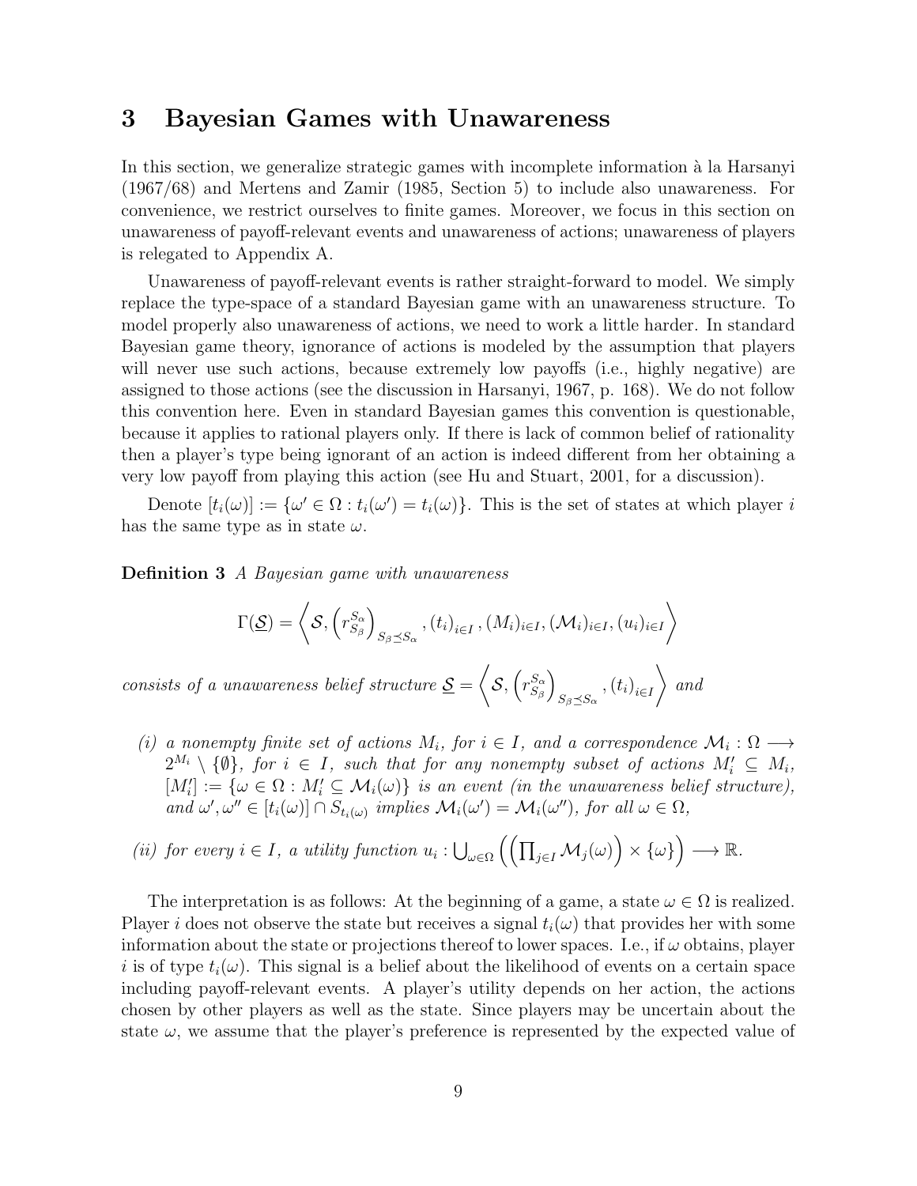## 3 Bayesian Games with Unawareness

In this section, we generalize strategic games with incomplete information à la Harsanyi (1967/68) and Mertens and Zamir (1985, Section 5) to include also unawareness. For convenience, we restrict ourselves to finite games. Moreover, we focus in this section on unawareness of payoff-relevant events and unawareness of actions; unawareness of players is relegated to Appendix A.

Unawareness of payoff-relevant events is rather straight-forward to model. We simply replace the type-space of a standard Bayesian game with an unawareness structure. To model properly also unawareness of actions, we need to work a little harder. In standard Bayesian game theory, ignorance of actions is modeled by the assumption that players will never use such actions, because extremely low payoffs (i.e., highly negative) are assigned to those actions (see the discussion in Harsanyi, 1967, p. 168). We do not follow this convention here. Even in standard Bayesian games this convention is questionable, because it applies to rational players only. If there is lack of common belief of rationality then a player's type being ignorant of an action is indeed different from her obtaining a very low payoff from playing this action (see Hu and Stuart, 2001, for a discussion).

Denote $[t_i(\omega)] := \{\omega' \in \Omega : t_i(\omega') = t_i(\omega)\}$. This is the set of states at which player $i$ has the same type as in state $\omega$.

**Definition 3** *A Bayesian game with unawareness*

$$\Gamma(\underline{\mathcal{S}}) = \left\langle \mathcal{S}, \left(r^{S_\alpha}_{S_\beta}\right)_{S_\beta \preceq S_\alpha}, (t_i)_{i \in I}, (M_i)_{i \in I}, (\mathcal{M}_i)_{i \in I}, (u_i)_{i \in I} \right\rangle$$

*consists of a unawareness belief structure* $\underline{\mathcal{S}} = \left\langle \mathcal{S}, \left(r^{S_\alpha}_{S_\beta}\right)_{S_\beta \preceq S_\alpha}, (t_i)_{i \in I} \right\rangle$ *and*

*(i) a nonempty finite set of actions $M_i$, for $i \in I$, and a correspondence $\mathcal{M}_i : \Omega \longrightarrow 2^{M_i} \setminus \{\emptyset\}$, for $i \in I$, such that for any nonempty subset of actions $M_i' \subseteq M_i$, $[M_i'] := \{\omega \in \Omega : M_i' \subseteq \mathcal{M}_i(\omega)\}$ is an event (in the unawareness belief structure), and $\omega', \omega'' \in [t_i(\omega)] \cap S_{t_i(\omega)}$ implies $\mathcal{M}_i(\omega') = \mathcal{M}_i(\omega'')$, for all $\omega \in \Omega$,*

*(ii) for every $i \in I$, a utility function $u_i : \bigcup_{\omega \in \Omega} \left( \left( \prod_{j \in I} \mathcal{M}_j(\omega) \right) \times \{\omega\} \right) \longrightarrow \mathbb{R}$.*

The interpretation is as follows: At the beginning of a game, a state $\omega \in \Omega$ is realized. Player $i$ does not observe the state but receives a signal $t_i(\omega)$ that provides her with some information about the state or projections thereof to lower spaces. I.e., if $\omega$ obtains, player $i$ is of type $t_i(\omega)$. This signal is a belief about the likelihood of events on a certain space including payoff-relevant events. A player's utility depends on her action, the actions chosen by other players as well as the state. Since players may be uncertain about the state $\omega$, we assume that the player's preference is represented by the expected value of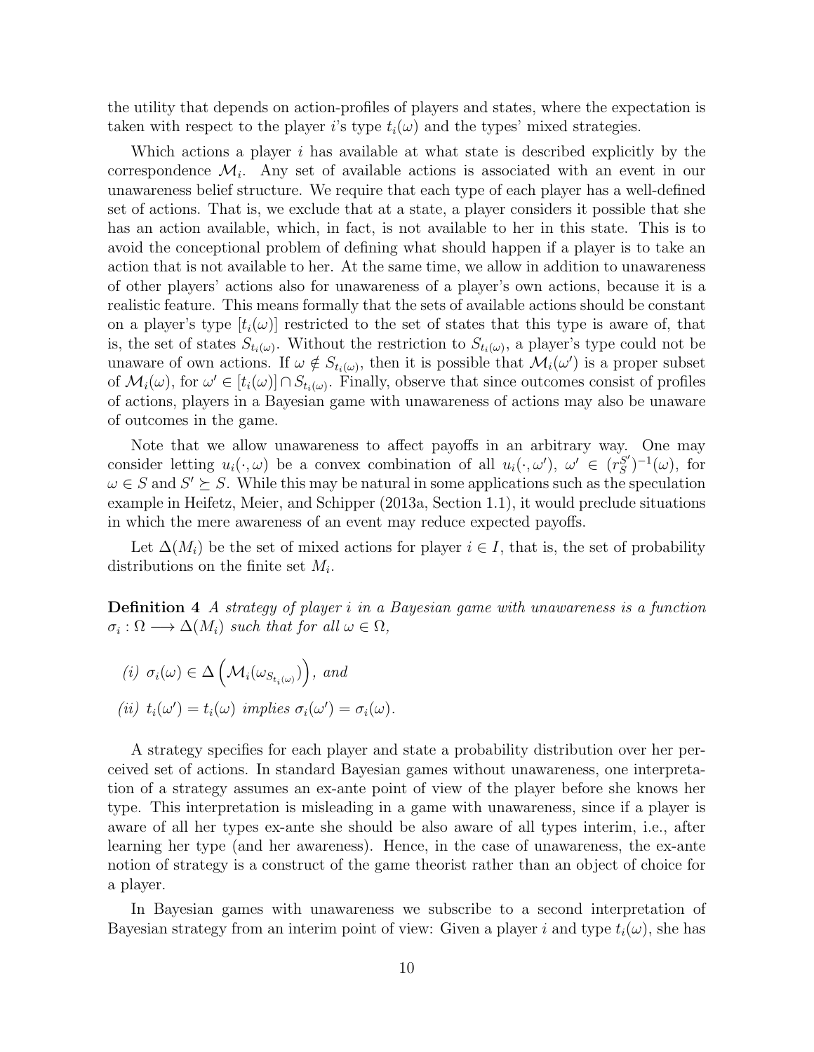the utility that depends on action-profiles of players and states, where the expectation is taken with respect to the player $i$'s type $t_i(\omega)$ and the types' mixed strategies.

Which actions a player $i$ has available at what state is described explicitly by the correspondence $\mathcal{M}_i$. Any set of available actions is associated with an event in our unawareness belief structure. We require that each type of each player has a well-defined set of actions. That is, we exclude that at a state, a player considers it possible that she has an action available, which, in fact, is not available to her in this state. This is to avoid the conceptional problem of defining what should happen if a player is to take an action that is not available to her. At the same time, we allow in addition to unawareness of other players' actions also for unawareness of a player's own actions, because it is a realistic feature. This means formally that the sets of available actions should be constant on a player's type $[t_i(\omega)]$ restricted to the set of states that this type is aware of, that is, the set of states $S_{t_i(\omega)}$. Without the restriction to $S_{t_i(\omega)}$, a player's type could not be unaware of own actions. If $\omega \notin S_{t_i(\omega)}$, then it is possible that $\mathcal{M}_i(\omega')$ is a proper subset of $\mathcal{M}_i(\omega)$, for $\omega' \in [t_i(\omega)] \cap S_{t_i(\omega)}$. Finally, observe that since outcomes consist of profiles of actions, players in a Bayesian game with unawareness of actions may also be unaware of outcomes in the game.

Note that we allow unawareness to affect payoffs in an arbitrary way. One may consider letting $u_i(\cdot, \omega)$ be a convex combination of all $u_i(\cdot, \omega')$, $\omega' \in (r_S^{S'})^{-1}(\omega)$, for $\omega \in S$ and $S' \succeq S$. While this may be natural in some applications such as the speculation example in Heifetz, Meier, and Schipper (2013a, Section 1.1), it would preclude situations in which the mere awareness of an event may reduce expected payoffs.

Let $\Delta(M_i)$ be the set of mixed actions for player $i \in I$, that is, the set of probability distributions on the finite set $M_i$.

**Definition 4** *A strategy of player $i$ in a Bayesian game with unawareness is a function $\sigma_i : \Omega \longrightarrow \Delta(M_i)$ such that for all $\omega \in \Omega$,*

*(i)* $\sigma_i(\omega) \in \Delta\left(\mathcal{M}_i(\omega_{S_{t_i(\omega)}})\right)$, *and*

*(ii)* $t_i(\omega') = t_i(\omega)$ *implies* $\sigma_i(\omega') = \sigma_i(\omega)$.

A strategy specifies for each player and state a probability distribution over her perceived set of actions. In standard Bayesian games without unawareness, one interpretation of a strategy assumes an ex-ante point of view of the player before she knows her type. This interpretation is misleading in a game with unawareness, since if a player is aware of all her types ex-ante she should be also aware of all types interim, i.e., after learning her type (and her awareness). Hence, in the case of unawareness, the ex-ante notion of strategy is a construct of the game theorist rather than an object of choice for a player.

In Bayesian games with unawareness we subscribe to a second interpretation of Bayesian strategy from an interim point of view: Given a player $i$ and type $t_i(\omega)$, she has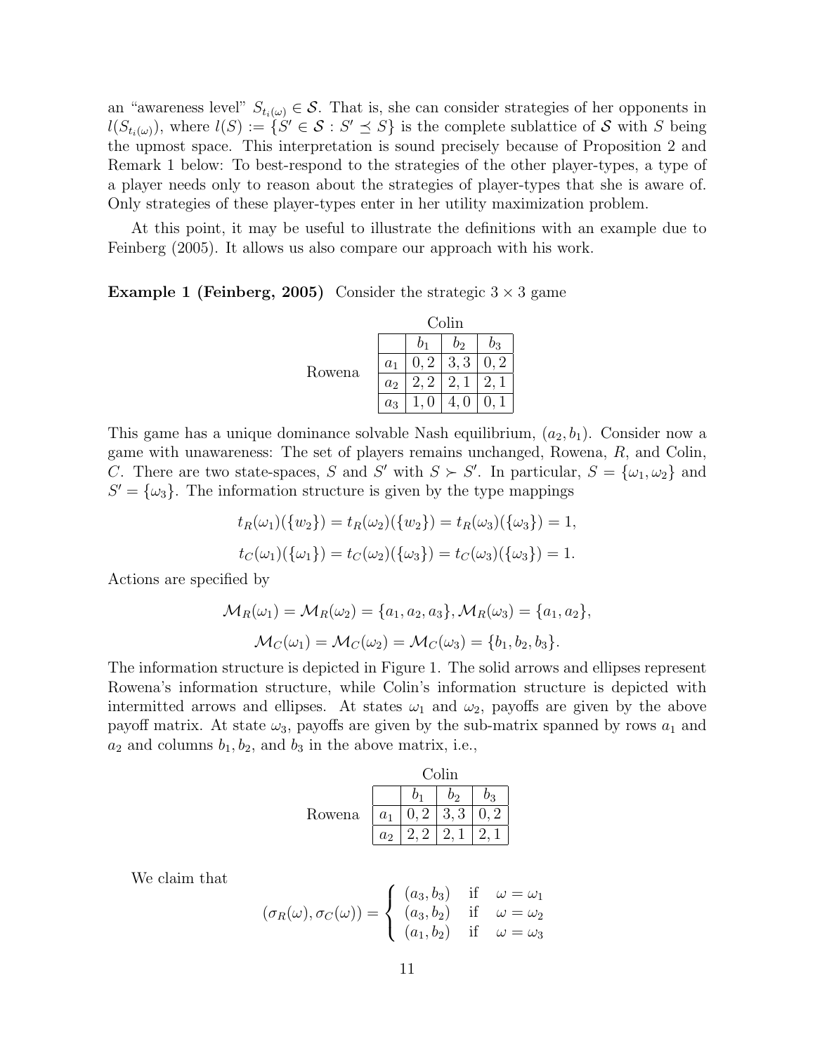an "awareness level" $S_{t_i(\omega)} \in \mathcal{S}$. That is, she can consider strategies of her opponents in $l(S_{t_i(\omega)})$, where $l(S) := \{S' \in \mathcal{S} : S' \preceq S\}$ is the complete sublattice of $\mathcal{S}$ with $S$ being the upmost space. This interpretation is sound precisely because of Proposition 2 and Remark 1 below: To best-respond to the strategies of the other player-types, a type of a player needs only to reason about the strategies of player-types that she is aware of. Only strategies of these player-types enter in her utility maximization problem.

At this point, it may be useful to illustrate the definitions with an example due to Feinberg (2005). It allows us also compare our approach with his work.

**Example 1 (Feinberg, 2005)** Consider the strategic $3 \times 3$ game

| Rowena \ Colin | $b_1$ | $b_2$ | $b_3$ |
|---|---|---|---|
| $a_1$ | $0,2$ | $3,3$ | $0,2$ |
| $a_2$ | $2,2$ | $2,1$ | $2,1$ |
| $a_3$ | $1,0$ | $4,0$ | $0,1$ |

This game has a unique dominance solvable Nash equilibrium, $(a_2, b_1)$. Consider now a game with unawareness: The set of players remains unchanged, Rowena, $R$, and Colin, $C$. There are two state-spaces, $S$ and $S'$ with $S \succ S'$. In particular, $S = \{\omega_1, \omega_2\}$ and $S' = \{\omega_3\}$. The information structure is given by the type mappings

$$t_R(\omega_1)(\{w_2\}) = t_R(\omega_2)(\{w_2\}) = t_R(\omega_3)(\{\omega_3\}) = 1,$$

$$t_C(\omega_1)(\{\omega_1\}) = t_C(\omega_2)(\{\omega_3\}) = t_C(\omega_3)(\{\omega_3\}) = 1.$$

Actions are specified by

$$\mathcal{M}_R(\omega_1) = \mathcal{M}_R(\omega_2) = \{a_1, a_2, a_3\}, \mathcal{M}_R(\omega_3) = \{a_1, a_2\},$$

$$\mathcal{M}_C(\omega_1) = \mathcal{M}_C(\omega_2) = \mathcal{M}_C(\omega_3) = \{b_1, b_2, b_3\}.$$

The information structure is depicted in Figure 1. The solid arrows and ellipses represent Rowena's information structure, while Colin's information structure is depicted with intermitted arrows and ellipses. At states $\omega_1$ and $\omega_2$, payoffs are given by the above payoff matrix. At state $\omega_3$, payoffs are given by the sub-matrix spanned by rows $a_1$ and $a_2$ and columns $b_1, b_2$, and $b_3$ in the above matrix, i.e.,

| Rowena \ Colin | $b_1$ | $b_2$ | $b_3$ |
|---|---|---|---|
| $a_1$ | $0,2$ | $3,3$ | $0,2$ |
| $a_2$ | $2,2$ | $2,1$ | $2,1$ |

We claim that

$$(\sigma_R(\omega), \sigma_C(\omega)) = \begin{cases} (a_3, b_3) & \text{if} \quad \omega = \omega_1 \\ (a_3, b_2) & \text{if} \quad \omega = \omega_2 \\ (a_1, b_2) & \text{if} \quad \omega = \omega_3 \end{cases}$$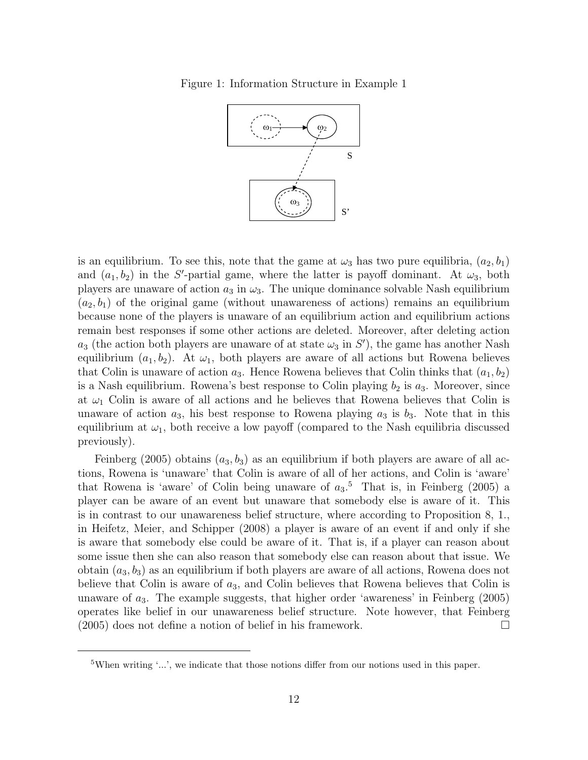Figure 1: Information Structure in Example 1

is an equilibrium. To see this, note that the game at $\omega_3$ has two pure equilibria, $(a_2, b_1)$ and $(a_1, b_2)$ in the $S'$-partial game, where the latter is payoff dominant. At $\omega_3$, both players are unaware of action $a_3$ in $\omega_3$. The unique dominance solvable Nash equilibrium $(a_2, b_1)$ of the original game (without unawareness of actions) remains an equilibrium because none of the players is unaware of an equilibrium action and equilibrium actions remain best responses if some other actions are deleted. Moreover, after deleting action $a_3$ (the action both players are unaware of at state $\omega_3$ in $S'$), the game has another Nash equilibrium $(a_1, b_2)$. At $\omega_1$, both players are aware of all actions but Rowena believes that Colin is unaware of action $a_3$. Hence Rowena believes that Colin thinks that $(a_1, b_2)$ is a Nash equilibrium. Rowena's best response to Colin playing $b_2$ is $a_3$. Moreover, since at $\omega_1$ Colin is aware of all actions and he believes that Rowena believes that Colin is unaware of action $a_3$, his best response to Rowena playing $a_3$ is $b_3$. Note that in this equilibrium at $\omega_1$, both receive a low payoff (compared to the Nash equilibria discussed previously).

Feinberg (2005) obtains $(a_3, b_3)$ as an equilibrium if both players are aware of all actions, Rowena is 'unaware' that Colin is aware of all of her actions, and Colin is 'aware' that Rowena is 'aware' of Colin being unaware of $a_3$.[5] That is, in Feinberg (2005) a player can be aware of an event but unaware that somebody else is aware of it. This is in contrast to our unawareness belief structure, where according to Proposition 8, 1., in Heifetz, Meier, and Schipper (2008) a player is aware of an event if and only if she is aware that somebody else could be aware of it. That is, if a player can reason about some issue then she can also reason that somebody else can reason about that issue. We obtain $(a_3, b_3)$ as an equilibrium if both players are aware of all actions, Rowena does not believe that Colin is aware of $a_3$, and Colin believes that Rowena believes that Colin is unaware of $a_3$. The example suggests, that higher order 'awareness' in Feinberg (2005) operates like belief in our unawareness belief structure. Note however, that Feinberg (2005) does not define a notion of belief in his framework. □

[5] When writing '...', we indicate that those notions differ from our notions used in this paper.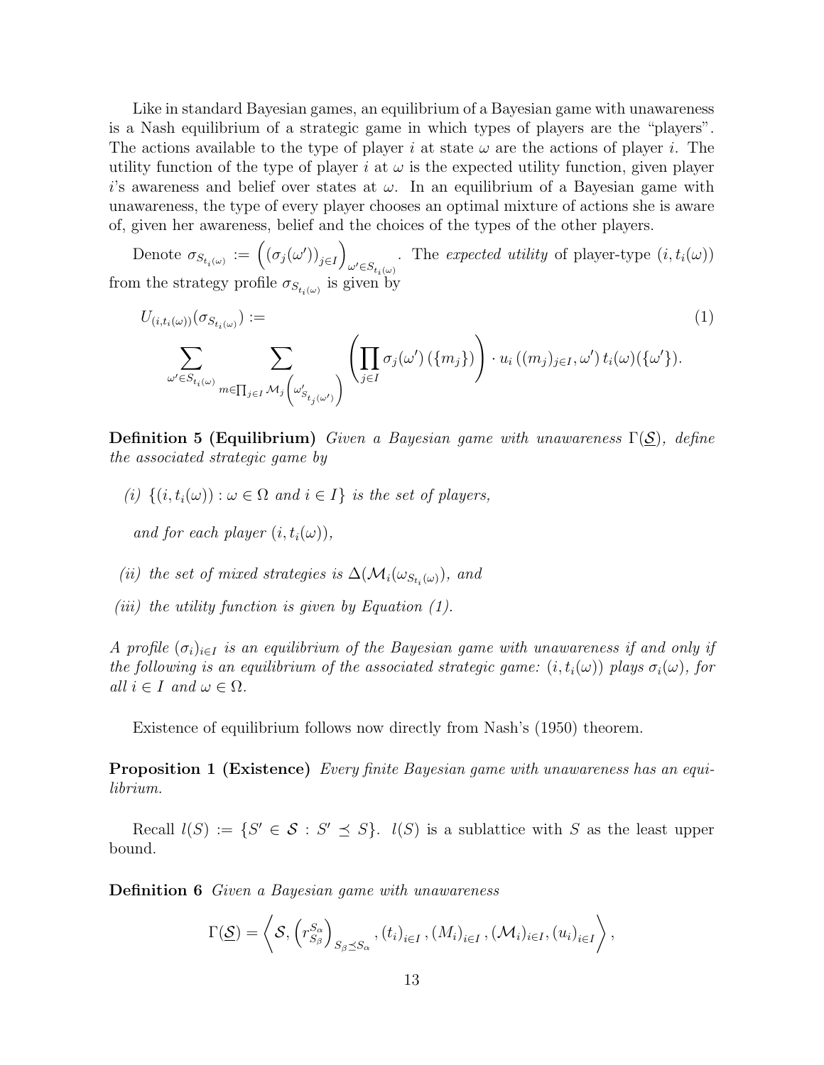Like in standard Bayesian games, an equilibrium of a Bayesian game with unawareness is a Nash equilibrium of a strategic game in which types of players are the "players". The actions available to the type of player $i$ at state $\omega$ are the actions of player $i$. The utility function of the type of player $i$ at $\omega$ is the expected utility function, given player $i$'s awareness and belief over states at $\omega$. In an equilibrium of a Bayesian game with unawareness, the type of every player chooses an optimal mixture of actions she is aware of, given her awareness, belief and the choices of the types of the other players.

Denote $\sigma_{S_{t_i(\omega)}} := \left( (\sigma_j(\omega'))_{j \in I} \right)_{\omega' \in S_{t_i(\omega)}}$. The *expected utility* of player-type $(i, t_i(\omega))$ from the strategy profile $\sigma_{S_{t_i(\omega)}}$ is given by

$$
U_{(i,t_i(\omega))}(\sigma_{S_{t_i(\omega)}}) := \tag{1}
$$

$$
\sum_{\omega' \in S_{t_i(\omega)}} \sum_{m \in \prod_{j \in I} \mathcal{M}_j \left( \omega'_{S_{t_j(\omega')}} \right)} \left( \prod_{j \in I} \sigma_j(\omega') \left( \{m_j\} \right) \right) \cdot u_i \left( (m_j)_{j \in I}, \omega' \right) t_i(\omega)(\{\omega'\}).
$$

**Definition 5 (Equilibrium)** *Given a Bayesian game with unawareness $\Gamma(\underline{\mathcal{S}})$, define the associated strategic game by*

*(i) $\{(i, t_i(\omega)) : \omega \in \Omega$ and $i \in I\}$ is the set of players,*

*and for each player $(i, t_i(\omega))$,*

*(ii) the set of mixed strategies is $\Delta(\mathcal{M}_i(\omega_{S_{t_i(\omega)}}))$, and*

*(iii) the utility function is given by Equation (1).*

*A profile $(\sigma_i)_{i \in I}$ is an equilibrium of the Bayesian game with unawareness if and only if the following is an equilibrium of the associated strategic game: $(i, t_i(\omega))$ plays $\sigma_i(\omega)$, for all $i \in I$ and $\omega \in \Omega$.*

Existence of equilibrium follows now directly from Nash's (1950) theorem.

**Proposition 1 (Existence)** *Every finite Bayesian game with unawareness has an equilibrium.*

Recall $l(S) := \{S' \in \mathcal{S} : S' \preceq S\}$. $l(S)$ is a sublattice with $S$ as the least upper bound.

**Definition 6** *Given a Bayesian game with unawareness*

$$
\Gamma(\underline{\mathcal{S}}) = \left\langle \mathcal{S}, \left( r_{S_\beta}^{S_\alpha} \right)_{S_\beta \preceq S_\alpha}, (t_i)_{i \in I}, (M_i)_{i \in I}, (\mathcal{M}_i)_{i \in I}, (u_i)_{i \in I} \right\rangle,
$$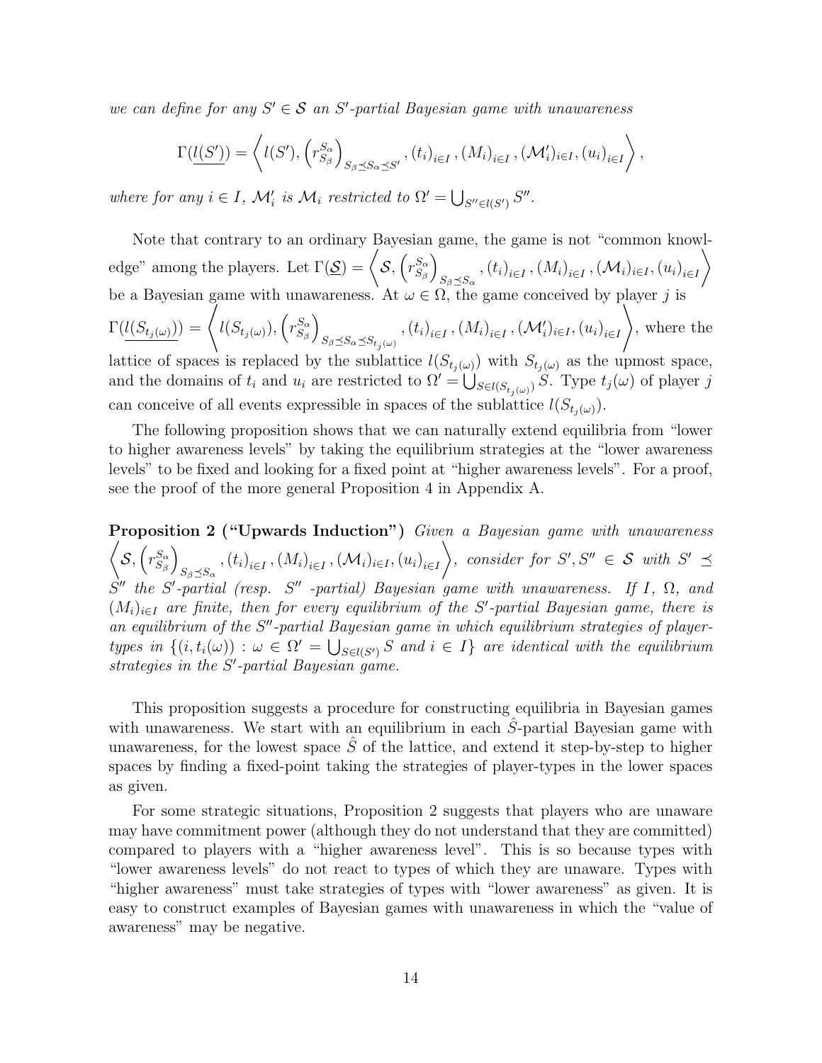*we can define for any $S' \in \mathcal{S}$ an $S'$-partial Bayesian game with unawareness*

$$\Gamma(\underline{l(S')}) = \left\langle l(S'), \left(r^{S_\alpha}_{S_\beta}\right)_{S_\beta \preceq S_\alpha \preceq S'}, (t_i)_{i \in I}, (M_i)_{i \in I}, (\mathcal{M}'_i)_{i \in I}, (u_i)_{i \in I} \right\rangle,$$

*where for any $i \in I$, $\mathcal{M}'_i$ is $\mathcal{M}_i$ restricted to $\Omega' = \bigcup_{S'' \in l(S')} S''$.*

Note that contrary to an ordinary Bayesian game, the game is not "common knowledge" among the players. Let $\Gamma(\underline{\mathcal{S}}) = \left\langle \mathcal{S}, \left(r^{S_\alpha}_{S_\beta}\right)_{S_\beta \preceq S_\alpha}, (t_i)_{i \in I}, (M_i)_{i \in I}, (\mathcal{M}_i)_{i \in I}, (u_i)_{i \in I} \right\rangle$ be a Bayesian game with unawareness. At $\omega \in \Omega$, the game conceived by player $j$ is $\Gamma(\underline{l(S_{t_j(\omega)})}) = \left\langle l(S_{t_j(\omega)}), \left(r^{S_\alpha}_{S_\beta}\right)_{S_\beta \preceq S_\alpha \preceq S_{t_j(\omega)}}, (t_i)_{i \in I}, (M_i)_{i \in I}, (\mathcal{M}'_i)_{i \in I}, (u_i)_{i \in I} \right\rangle$, where the lattice of spaces is replaced by the sublattice $l(S_{t_j(\omega)})$ with $S_{t_j(\omega)}$ as the upmost space, and the domains of $t_i$ and $u_i$ are restricted to $\Omega' = \bigcup_{S \in l(S_{t_j(\omega)})} S$. Type $t_j(\omega)$ of player $j$ can conceive of all events expressible in spaces of the sublattice $l(S_{t_j(\omega)})$.

The following proposition shows that we can naturally extend equilibria from "lower to higher awareness levels" by taking the equilibrium strategies at the "lower awareness levels" to be fixed and looking for a fixed point at "higher awareness levels". For a proof, see the proof of the more general Proposition 4 in Appendix A.

**Proposition 2 ("Upwards Induction")** *Given a Bayesian game with unawareness $\left\langle \mathcal{S}, \left(r^{S_\alpha}_{S_\beta}\right)_{S_\beta \preceq S_\alpha}, (t_i)_{i \in I}, (M_i)_{i \in I}, (\mathcal{M}_i)_{i \in I}, (u_i)_{i \in I} \right\rangle$, consider for $S', S'' \in \mathcal{S}$ with $S' \preceq S''$ the $S'$-partial (resp. $S''$ -partial) Bayesian game with unawareness. If $I$, $\Omega$, and $(M_i)_{i \in I}$ are finite, then for every equilibrium of the $S'$-partial Bayesian game, there is an equilibrium of the $S''$-partial Bayesian game in which equilibrium strategies of player-types in $\{(i, t_i(\omega)) : \omega \in \Omega' = \bigcup_{S \in l(S')} S$ and $i \in I\}$ are identical with the equilibrium strategies in the $S'$-partial Bayesian game.*

This proposition suggests a procedure for constructing equilibria in Bayesian games with unawareness. We start with an equilibrium in each $\hat{S}$-partial Bayesian game with unawareness, for the lowest space $\hat{S}$ of the lattice, and extend it step-by-step to higher spaces by finding a fixed-point taking the strategies of player-types in the lower spaces as given.

For some strategic situations, Proposition 2 suggests that players who are unaware may have commitment power (although they do not understand that they are committed) compared to players with a "higher awareness level". This is so because types with "lower awareness levels" do not react to types of which they are unaware. Types with "higher awareness" must take strategies of types with "lower awareness" as given. It is easy to construct examples of Bayesian games with unawareness in which the "value of awareness" may be negative.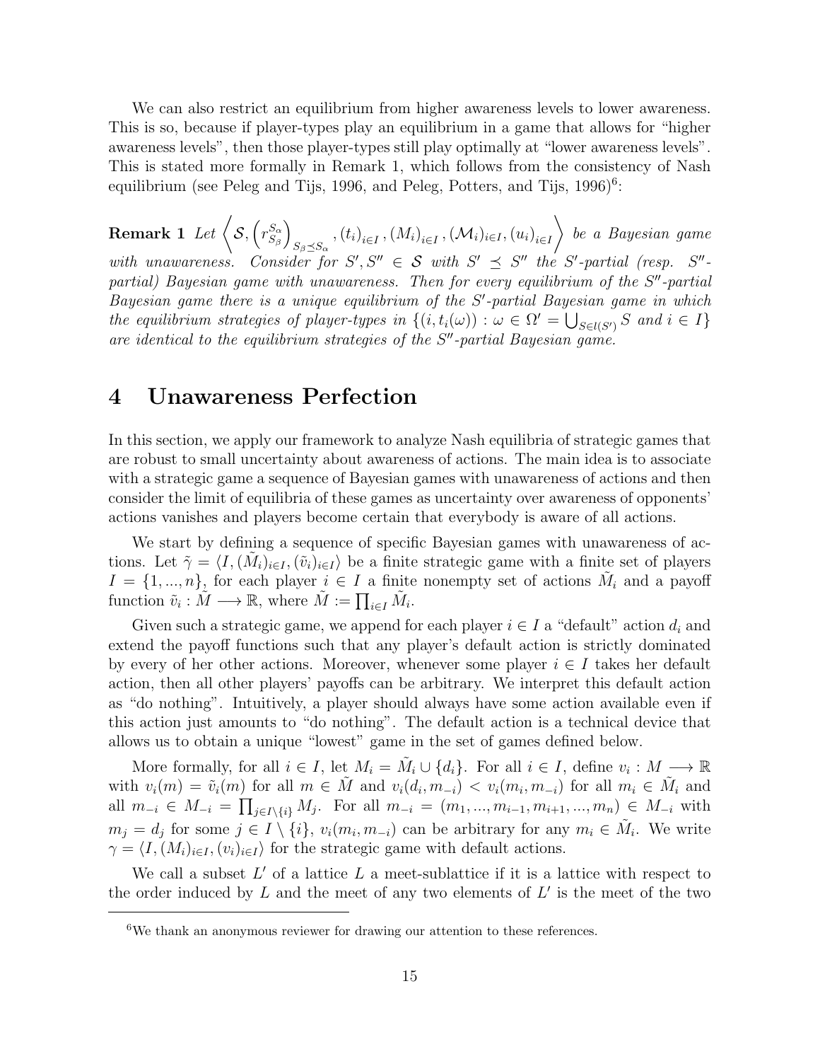We can also restrict an equilibrium from higher awareness levels to lower awareness. This is so, because if player-types play an equilibrium in a game that allows for "higher awareness levels", then those player-types still play optimally at "lower awareness levels". This is stated more formally in Remark 1, which follows from the consistency of Nash equilibrium (see Peleg and Tijs, 1996, and Peleg, Potters, and Tijs, 1996)[6]:

**Remark 1** *Let* $\left\langle \mathcal{S}, \left(r^{S_\alpha}_{S_\beta}\right)_{S_\beta \preceq S_\alpha}, (t_i)_{i\in I}, (M_i)_{i\in I}, (\mathcal{M}_i)_{i\in I}, (u_i)_{i\in I} \right\rangle$ *be a Bayesian game with unawareness. Consider for* $S', S'' \in \mathcal{S}$ *with* $S' \preceq S''$ *the* $S'$*-partial (resp.* $S''$*-partial) Bayesian game with unawareness. Then for every equilibrium of the* $S''$*-partial Bayesian game there is a unique equilibrium of the* $S'$*-partial Bayesian game in which the equilibrium strategies of player-types in* $\{(i, t_i(\omega)) : \omega \in \Omega' = \bigcup_{S \in l(S')} S \text{ and } i \in I\}$ *are identical to the equilibrium strategies of the* $S''$*-partial Bayesian game.*

# 4 Unawareness Perfection

In this section, we apply our framework to analyze Nash equilibria of strategic games that are robust to small uncertainty about awareness of actions. The main idea is to associate with a strategic game a sequence of Bayesian games with unawareness of actions and then consider the limit of equilibria of these games as uncertainty over awareness of opponents' actions vanishes and players become certain that everybody is aware of all actions.

We start by defining a sequence of specific Bayesian games with unawareness of actions. Let $\tilde{\gamma} = \langle I, (\tilde{M}_i)_{i\in I}, (\tilde{v}_i)_{i\in I}\rangle$ be a finite strategic game with a finite set of players $I = \{1, ..., n\}$, for each player $i \in I$ a finite nonempty set of actions $\tilde{M}_i$ and a payoff function $\tilde{v}_i : \tilde{M} \longrightarrow \mathbb{R}$, where $\tilde{M} := \prod_{i\in I} \tilde{M}_i$.

Given such a strategic game, we append for each player $i \in I$ a "default" action $d_i$ and extend the payoff functions such that any player's default action is strictly dominated by every of her other actions. Moreover, whenever some player $i \in I$ takes her default action, then all other players' payoffs can be arbitrary. We interpret this default action as "do nothing". Intuitively, a player should always have some action available even if this action just amounts to "do nothing". The default action is a technical device that allows us to obtain a unique "lowest" game in the set of games defined below.

More formally, for all $i \in I$, let $M_i = \tilde{M}_i \cup \{d_i\}$. For all $i \in I$, define $v_i : M \longrightarrow \mathbb{R}$ with $v_i(m) = \tilde{v}_i(m)$ for all $m \in \tilde{M}$ and $v_i(d_i, m_{-i}) < v_i(m_i, m_{-i})$ for all $m_i \in \tilde{M}_i$ and all $m_{-i} \in M_{-i} = \prod_{j \in I\setminus\{i\}} M_j$. For all $m_{-i} = (m_1, ..., m_{i-1}, m_{i+1}, ..., m_n) \in M_{-i}$ with $m_j = d_j$ for some $j \in I \setminus \{i\}$, $v_i(m_i, m_{-i})$ can be arbitrary for any $m_i \in \tilde{M}_i$. We write $\gamma = \langle I, (M_i)_{i\in I}, (v_i)_{i\in I}\rangle$ for the strategic game with default actions.

We call a subset $L'$ of a lattice $L$ a meet-sublattice if it is a lattice with respect to the order induced by $L$ and the meet of any two elements of $L'$ is the meet of the two

[6] We thank an anonymous reviewer for drawing our attention to these references.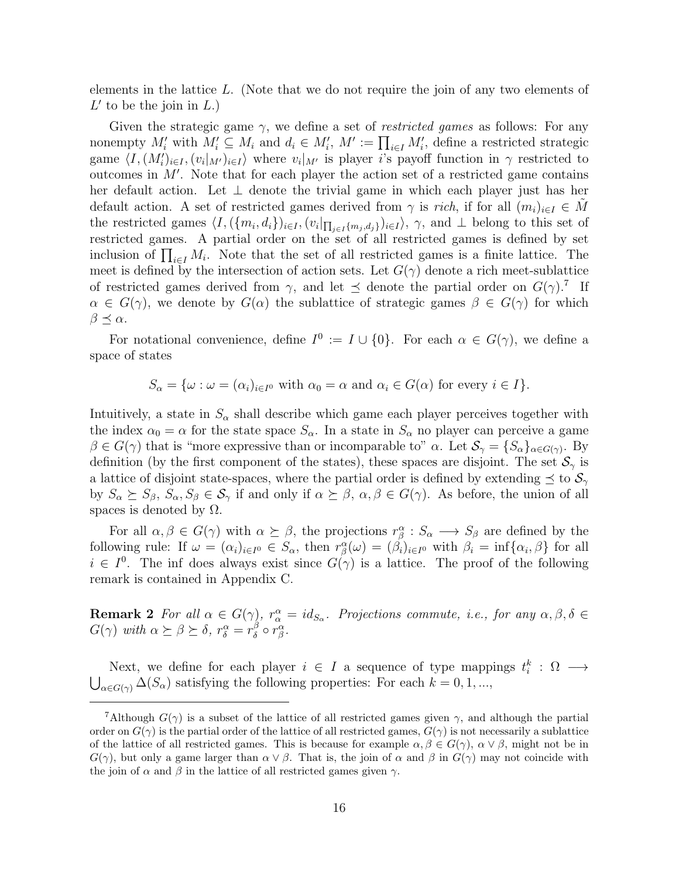elements in the lattice $L$. (Note that we do not require the join of any two elements of $L'$ to be the join in $L$.)

Given the strategic game $\gamma$, we define a set of *restricted games* as follows: For any nonempty $M_i'$ with $M_i' \subseteq M_i$ and $d_i \in M_i'$, $M' := \prod_{i \in I} M_i'$, define a restricted strategic game $\langle I, (M_i')_{i \in I}, (v_i|_{M'})_{i \in I} \rangle$ where $v_i|_{M'}$ is player $i$'s payoff function in $\gamma$ restricted to outcomes in $M'$. Note that for each player the action set of a restricted game contains her default action. Let $\perp$ denote the trivial game in which each player just has her default action. A set of restricted games derived from $\gamma$ is *rich*, if for all $(m_i)_{i \in I} \in \tilde{M}$ the restricted games $\langle I, (\{m_i, d_i\})_{i \in I}, (v_i|_{\prod_{j \in I}\{m_j, d_j\}})_{i \in I} \rangle$, $\gamma$, and $\perp$ belong to this set of restricted games. A partial order on the set of all restricted games is defined by set inclusion of $\prod_{i \in I} M_i$. Note that the set of all restricted games is a finite lattice. The meet is defined by the intersection of action sets. Let $G(\gamma)$ denote a rich meet-sublattice of restricted games derived from $\gamma$, and let $\preceq$ denote the partial order on $G(\gamma)$.[7] If $\alpha \in G(\gamma)$, we denote by $G(\alpha)$ the sublattice of strategic games $\beta \in G(\gamma)$ for which $\beta \preceq \alpha$.

For notational convenience, define $I^0 := I \cup \{0\}$. For each $\alpha \in G(\gamma)$, we define a space of states

$$S_\alpha = \{\omega : \omega = (\alpha_i)_{i \in I^0} \text{ with } \alpha_0 = \alpha \text{ and } \alpha_i \in G(\alpha) \text{ for every } i \in I\}.$$

Intuitively, a state in $S_\alpha$ shall describe which game each player perceives together with the index $\alpha_0 = \alpha$ for the state space $S_\alpha$. In a state in $S_\alpha$ no player can perceive a game $\beta \in G(\gamma)$ that is "more expressive than or incomparable to" $\alpha$. Let $\mathcal{S}_\gamma = \{S_\alpha\}_{\alpha \in G(\gamma)}$. By definition (by the first component of the states), these spaces are disjoint. The set $\mathcal{S}_\gamma$ is a lattice of disjoint state-spaces, where the partial order is defined by extending $\preceq$ to $\mathcal{S}_\gamma$ by $S_\alpha \succeq S_\beta$, $S_\alpha, S_\beta \in \mathcal{S}_\gamma$ if and only if $\alpha \succeq \beta$, $\alpha, \beta \in G(\gamma)$. As before, the union of all spaces is denoted by $\Omega$.

For all $\alpha, \beta \in G(\gamma)$ with $\alpha \succeq \beta$, the projections $r_\beta^\alpha : S_\alpha \longrightarrow S_\beta$ are defined by the following rule: If $\omega = (\alpha_i)_{i \in I^0} \in S_\alpha$, then $r_\beta^\alpha(\omega) = (\beta_i)_{i \in I^0}$ with $\beta_i = \inf\{\alpha_i, \beta\}$ for all $i \in I^0$. The inf does always exist since $G(\gamma)$ is a lattice. The proof of the following remark is contained in Appendix C.

**Remark 2** *For all $\alpha \in G(\gamma)$, $r_\alpha^\alpha = id_{S_\alpha}$. Projections commute, i.e., for any $\alpha, \beta, \delta \in G(\gamma)$ with $\alpha \succeq \beta \succeq \delta$, $r_\delta^\alpha = r_\delta^\beta \circ r_\beta^\alpha$.*

Next, we define for each player $i \in I$ a sequence of type mappings $t_i^k : \Omega \longrightarrow \bigcup_{\alpha \in G(\gamma)} \Delta(S_\alpha)$ satisfying the following properties: For each $k = 0, 1, ...,$

---

[7] Although $G(\gamma)$ is a subset of the lattice of all restricted games given $\gamma$, and although the partial order on $G(\gamma)$ is the partial order of the lattice of all restricted games, $G(\gamma)$ is not necessarily a sublattice of the lattice of all restricted games. This is because for example $\alpha, \beta \in G(\gamma)$, $\alpha \vee \beta$, might not be in $G(\gamma)$, but only a game larger than $\alpha \vee \beta$. That is, the join of $\alpha$ and $\beta$ in $G(\gamma)$ may not coincide with the join of $\alpha$ and $\beta$ in the lattice of all restricted games given $\gamma$.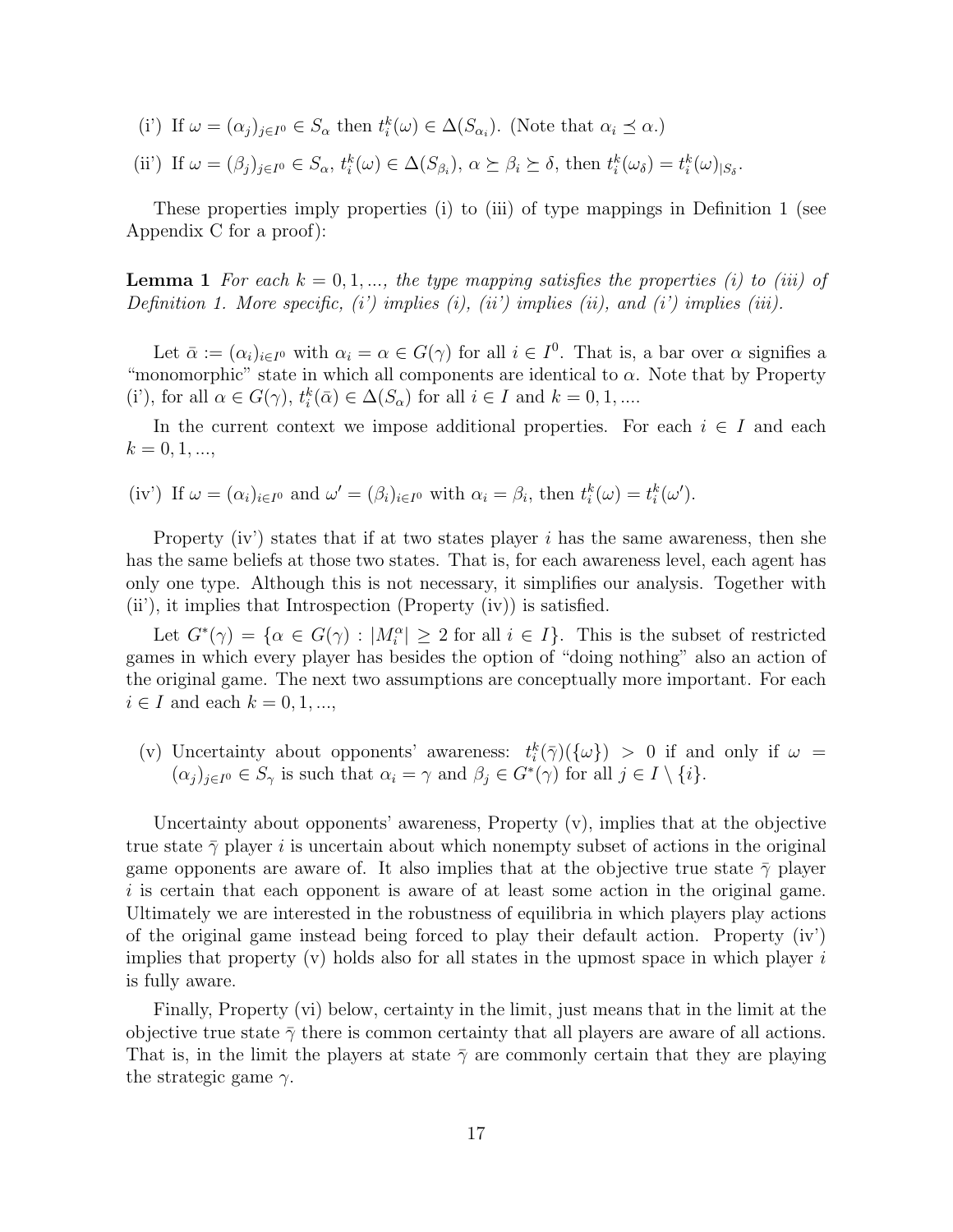(i') If $\omega = (\alpha_j)_{j \in I^0} \in S_\alpha$ then $t_i^k(\omega) \in \Delta(S_{\alpha_i})$. (Note that $\alpha_i \preceq \alpha$.)

(ii') If $\omega = (\beta_j)_{j \in I^0} \in S_\alpha$, $t_i^k(\omega) \in \Delta(S_{\beta_i})$, $\alpha \succeq \beta_i \succeq \delta$, then $t_i^k(\omega_\delta) = t_i^k(\omega)_{|S_\delta}$.

These properties imply properties (i) to (iii) of type mappings in Definition 1 (see Appendix C for a proof):

**Lemma 1** *For each $k = 0, 1, ...,$ the type mapping satisfies the properties (i) to (iii) of Definition 1. More specific, (i') implies (i), (ii') implies (ii), and (i') implies (iii).*

Let $\bar{\alpha} := (\alpha_i)_{i \in I^0}$ with $\alpha_i = \alpha \in G(\gamma)$ for all $i \in I^0$. That is, a bar over $\alpha$ signifies a "monomorphic" state in which all components are identical to $\alpha$. Note that by Property (i'), for all $\alpha \in G(\gamma)$, $t_i^k(\bar{\alpha}) \in \Delta(S_\alpha)$ for all $i \in I$ and $k = 0, 1, ....$

In the current context we impose additional properties. For each $i \in I$ and each $k = 0, 1, ...,$

(iv') If $\omega = (\alpha_i)_{i \in I^0}$ and $\omega' = (\beta_i)_{i \in I^0}$ with $\alpha_i = \beta_i$, then $t_i^k(\omega) = t_i^k(\omega')$.

Property (iv') states that if at two states player $i$ has the same awareness, then she has the same beliefs at those two states. That is, for each awareness level, each agent has only one type. Although this is not necessary, it simplifies our analysis. Together with (ii'), it implies that Introspection (Property (iv)) is satisfied.

Let $G^*(\gamma) = \{\alpha \in G(\gamma) : |M_i^\alpha| \geq 2 \text{ for all } i \in I\}$. This is the subset of restricted games in which every player has besides the option of "doing nothing" also an action of the original game. The next two assumptions are conceptually more important. For each $i \in I$ and each $k = 0, 1, ...,$

(v) Uncertainty about opponents' awareness: $t_i^k(\bar{\gamma})(\{\omega\}) > 0$ if and only if $\omega = (\alpha_j)_{j \in I^0} \in S_\gamma$ is such that $\alpha_i = \gamma$ and $\beta_j \in G^*(\gamma)$ for all $j \in I \setminus \{i\}$.

Uncertainty about opponents' awareness, Property (v), implies that at the objective true state $\bar{\gamma}$ player $i$ is uncertain about which nonempty subset of actions in the original game opponents are aware of. It also implies that at the objective true state $\bar{\gamma}$ player $i$ is certain that each opponent is aware of at least some action in the original game. Ultimately we are interested in the robustness of equilibria in which players play actions of the original game instead being forced to play their default action. Property (iv') implies that property (v) holds also for all states in the upmost space in which player $i$ is fully aware.

Finally, Property (vi) below, certainty in the limit, just means that in the limit at the objective true state $\bar{\gamma}$ there is common certainty that all players are aware of all actions. That is, in the limit the players at state $\bar{\gamma}$ are commonly certain that they are playing the strategic game $\gamma$.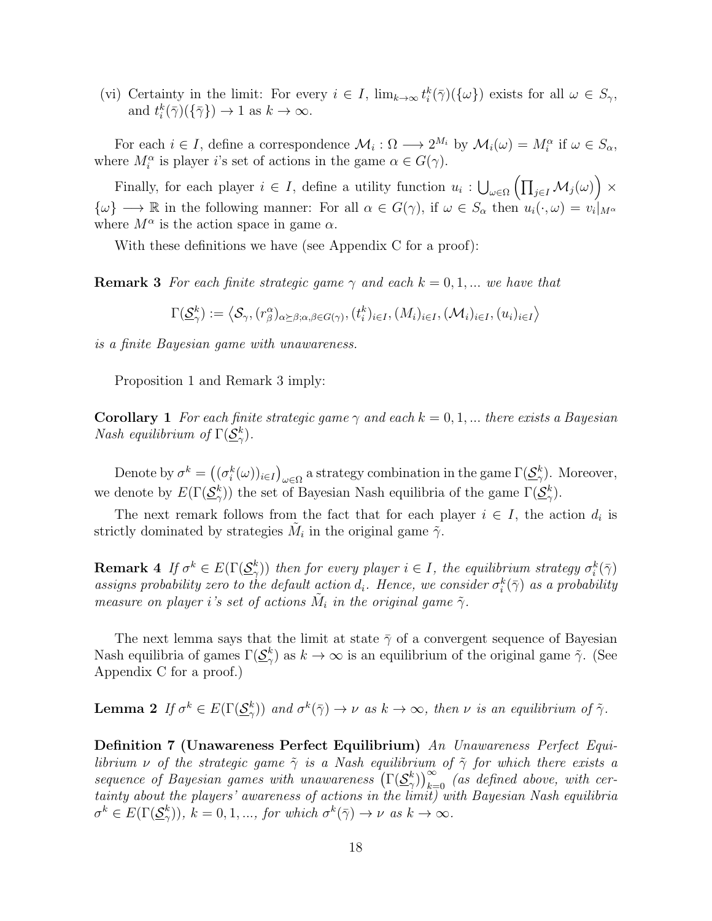(vi) Certainty in the limit: For every $i \in I$, $\lim_{k\to\infty} t_i^k(\bar{\gamma})(\{\omega\})$ exists for all $\omega \in S_\gamma$, and $t_i^k(\bar{\gamma})(\{\bar{\gamma}\}) \to 1$ as $k \to \infty$.

For each $i \in I$, define a correspondence $\mathcal{M}_i : \Omega \longrightarrow 2^{M_i}$ by $\mathcal{M}_i(\omega) = M_i^\alpha$ if $\omega \in S_\alpha$, where $M_i^\alpha$ is player $i$'s set of actions in the game $\alpha \in G(\gamma)$.

Finally, for each player $i \in I$, define a utility function $u_i : \bigcup_{\omega\in\Omega} \left(\prod_{j\in I} \mathcal{M}_j(\omega)\right) \times \{\omega\} \longrightarrow \mathbb{R}$ in the following manner: For all $\alpha \in G(\gamma)$, if $\omega \in S_\alpha$ then $u_i(\cdot, \omega) = v_i|_{M^\alpha}$ where $M^\alpha$ is the action space in game $\alpha$.

With these definitions we have (see Appendix C for a proof):

**Remark 3** *For each finite strategic game $\gamma$ and each $k = 0, 1, ...$ we have that*

$$\Gamma(\underline{\mathcal{S}}_\gamma^k) := \left\langle \mathcal{S}_\gamma, (r_\beta^\alpha)_{\alpha\succeq\beta;\alpha,\beta\in G(\gamma)}, (t_i^k)_{i\in I}, (M_i)_{i\in I}, (\mathcal{M}_i)_{i\in I}, (u_i)_{i\in I} \right\rangle$$

*is a finite Bayesian game with unawareness.*

Proposition 1 and Remark 3 imply:

**Corollary 1** *For each finite strategic game $\gamma$ and each $k = 0, 1, ...$ there exists a Bayesian Nash equilibrium of $\Gamma(\underline{\mathcal{S}}_\gamma^k)$.*

Denote by $\sigma^k = \left((\sigma_i^k(\omega))_{i\in I}\right)_{\omega\in\Omega}$ a strategy combination in the game $\Gamma(\underline{\mathcal{S}}_\gamma^k)$. Moreover, we denote by $E(\Gamma(\underline{\mathcal{S}}_\gamma^k))$ the set of Bayesian Nash equilibria of the game $\Gamma(\underline{\mathcal{S}}_\gamma^k)$.

The next remark follows from the fact that for each player $i \in I$, the action $d_i$ is strictly dominated by strategies $\tilde{M}_i$ in the original game $\tilde{\gamma}$.

**Remark 4** *If $\sigma^k \in E(\Gamma(\underline{\mathcal{S}}_\gamma^k))$ then for every player $i \in I$, the equilibrium strategy $\sigma_i^k(\bar{\gamma})$ assigns probability zero to the default action $d_i$. Hence, we consider $\sigma_i^k(\bar{\gamma})$ as a probability measure on player i's set of actions $\tilde{M}_i$ in the original game $\tilde{\gamma}$.*

The next lemma says that the limit at state $\bar{\gamma}$ of a convergent sequence of Bayesian Nash equilibria of games $\Gamma(\underline{\mathcal{S}}_\gamma^k)$ as $k \to \infty$ is an equilibrium of the original game $\tilde{\gamma}$. (See Appendix C for a proof.)

**Lemma 2** *If $\sigma^k \in E(\Gamma(\underline{\mathcal{S}}_\gamma^k))$ and $\sigma^k(\bar{\gamma}) \to \nu$ as $k \to \infty$, then $\nu$ is an equilibrium of $\tilde{\gamma}$.*

**Definition 7 (Unawareness Perfect Equilibrium)** *An Unawareness Perfect Equilibrium $\nu$ of the strategic game $\tilde{\gamma}$ is a Nash equilibrium of $\tilde{\gamma}$ for which there exists a sequence of Bayesian games with unawareness $\left(\Gamma(\underline{\mathcal{S}}_\gamma^k)\right)_{k=0}^\infty$ (as defined above, with certainty about the players' awareness of actions in the limit) with Bayesian Nash equilibria $\sigma^k \in E(\Gamma(\underline{\mathcal{S}}_\gamma^k))$, $k = 0, 1, ...,$ for which $\sigma^k(\bar{\gamma}) \to \nu$ as $k \to \infty$.*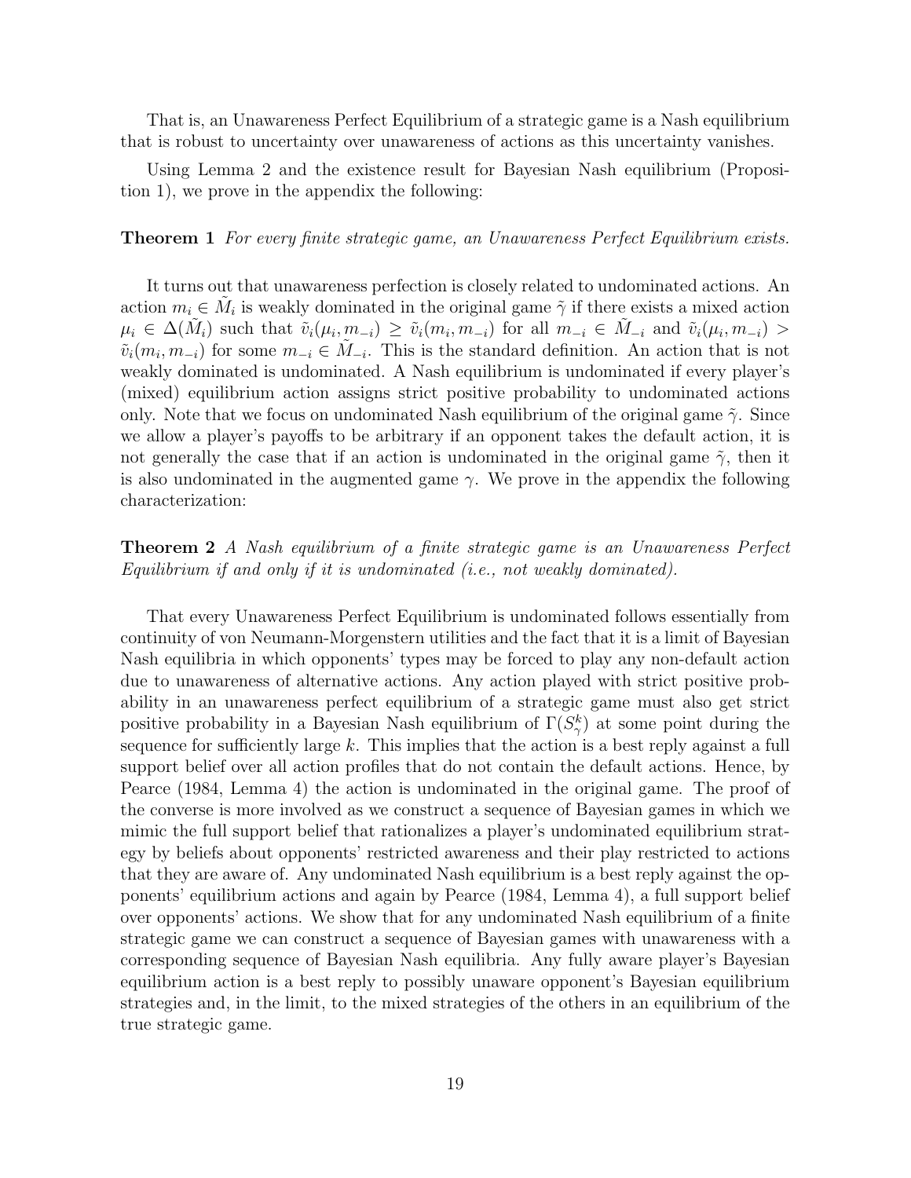That is, an Unawareness Perfect Equilibrium of a strategic game is a Nash equilibrium that is robust to uncertainty over unawareness of actions as this uncertainty vanishes.

Using Lemma 2 and the existence result for Bayesian Nash equilibrium (Proposition 1), we prove in the appendix the following:

**Theorem 1** *For every finite strategic game, an Unawareness Perfect Equilibrium exists.*

It turns out that unawareness perfection is closely related to undominated actions. An action $m_i \in \tilde{M}_i$ is weakly dominated in the original game $\tilde{\gamma}$ if there exists a mixed action $\mu_i \in \Delta(\tilde{M}_i)$ such that $\tilde{v}_i(\mu_i, m_{-i}) \geq \tilde{v}_i(m_i, m_{-i})$ for all $m_{-i} \in \tilde{M}_{-i}$ and $\tilde{v}_i(\mu_i, m_{-i}) > \tilde{v}_i(m_i, m_{-i})$ for some $m_{-i} \in \tilde{M}_{-i}$. This is the standard definition. An action that is not weakly dominated is undominated. A Nash equilibrium is undominated if every player's (mixed) equilibrium action assigns strict positive probability to undominated actions only. Note that we focus on undominated Nash equilibrium of the original game $\tilde{\gamma}$. Since we allow a player's payoffs to be arbitrary if an opponent takes the default action, it is not generally the case that if an action is undominated in the original game $\tilde{\gamma}$, then it is also undominated in the augmented game $\gamma$. We prove in the appendix the following characterization:

**Theorem 2** *A Nash equilibrium of a finite strategic game is an Unawareness Perfect Equilibrium if and only if it is undominated (i.e., not weakly dominated).*

That every Unawareness Perfect Equilibrium is undominated follows essentially from continuity of von Neumann-Morgenstern utilities and the fact that it is a limit of Bayesian Nash equilibria in which opponents' types may be forced to play any non-default action due to unawareness of alternative actions. Any action played with strict positive probability in an unawareness perfect equilibrium of a strategic game must also get strict positive probability in a Bayesian Nash equilibrium of $\Gamma(S^k_\gamma)$ at some point during the sequence for sufficiently large $k$. This implies that the action is a best reply against a full support belief over all action profiles that do not contain the default actions. Hence, by Pearce (1984, Lemma 4) the action is undominated in the original game. The proof of the converse is more involved as we construct a sequence of Bayesian games in which we mimic the full support belief that rationalizes a player's undominated equilibrium strategy by beliefs about opponents' restricted awareness and their play restricted to actions that they are aware of. Any undominated Nash equilibrium is a best reply against the opponents' equilibrium actions and again by Pearce (1984, Lemma 4), a full support belief over opponents' actions. We show that for any undominated Nash equilibrium of a finite strategic game we can construct a sequence of Bayesian games with unawareness with a corresponding sequence of Bayesian Nash equilibria. Any fully aware player's Bayesian equilibrium action is a best reply to possibly unaware opponent's Bayesian equilibrium strategies and, in the limit, to the mixed strategies of the others in an equilibrium of the true strategic game.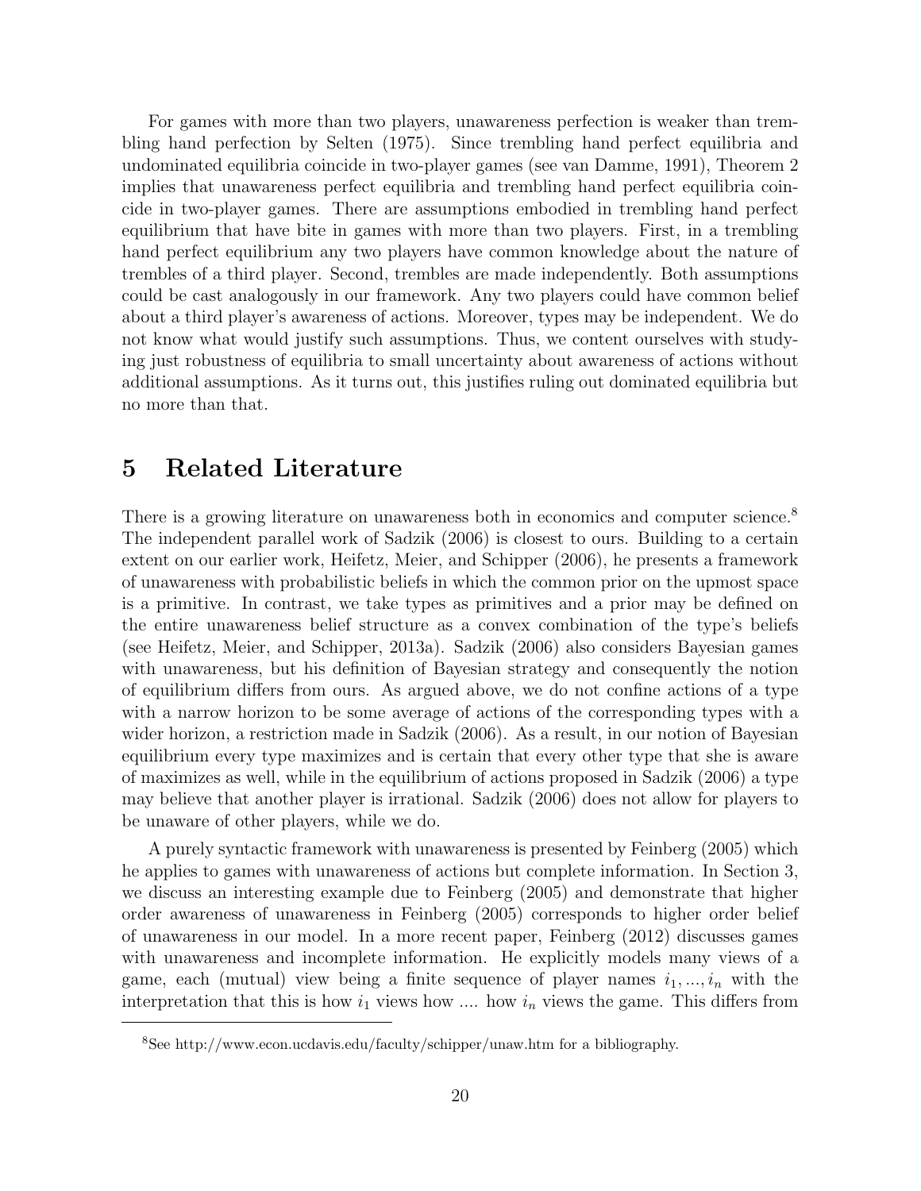For games with more than two players, unawareness perfection is weaker than trembling hand perfection by Selten (1975). Since trembling hand perfect equilibria and undominated equilibria coincide in two-player games (see van Damme, 1991), Theorem 2 implies that unawareness perfect equilibria and trembling hand perfect equilibria coincide in two-player games. There are assumptions embodied in trembling hand perfect equilibrium that have bite in games with more than two players. First, in a trembling hand perfect equilibrium any two players have common knowledge about the nature of trembles of a third player. Second, trembles are made independently. Both assumptions could be cast analogously in our framework. Any two players could have common belief about a third player's awareness of actions. Moreover, types may be independent. We do not know what would justify such assumptions. Thus, we content ourselves with studying just robustness of equilibria to small uncertainty about awareness of actions without additional assumptions. As it turns out, this justifies ruling out dominated equilibria but no more than that.

## 5 Related Literature

There is a growing literature on unawareness both in economics and computer science.[8] The independent parallel work of Sadzik (2006) is closest to ours. Building to a certain extent on our earlier work, Heifetz, Meier, and Schipper (2006), he presents a framework of unawareness with probabilistic beliefs in which the common prior on the upmost space is a primitive. In contrast, we take types as primitives and a prior may be defined on the entire unawareness belief structure as a convex combination of the type's beliefs (see Heifetz, Meier, and Schipper, 2013a). Sadzik (2006) also considers Bayesian games with unawareness, but his definition of Bayesian strategy and consequently the notion of equilibrium differs from ours. As argued above, we do not confine actions of a type with a narrow horizon to be some average of actions of the corresponding types with a wider horizon, a restriction made in Sadzik (2006). As a result, in our notion of Bayesian equilibrium every type maximizes and is certain that every other type that she is aware of maximizes as well, while in the equilibrium of actions proposed in Sadzik (2006) a type may believe that another player is irrational. Sadzik (2006) does not allow for players to be unaware of other players, while we do.

A purely syntactic framework with unawareness is presented by Feinberg (2005) which he applies to games with unawareness of actions but complete information. In Section 3, we discuss an interesting example due to Feinberg (2005) and demonstrate that higher order awareness of unawareness in Feinberg (2005) corresponds to higher order belief of unawareness in our model. In a more recent paper, Feinberg (2012) discusses games with unawareness and incomplete information. He explicitly models many views of a game, each (mutual) view being a finite sequence of player names $i_1, ..., i_n$ with the interpretation that this is how $i_1$ views how .... how $i_n$ views the game. This differs from

[8] See http://www.econ.ucdavis.edu/faculty/schipper/unaw.htm for a bibliography.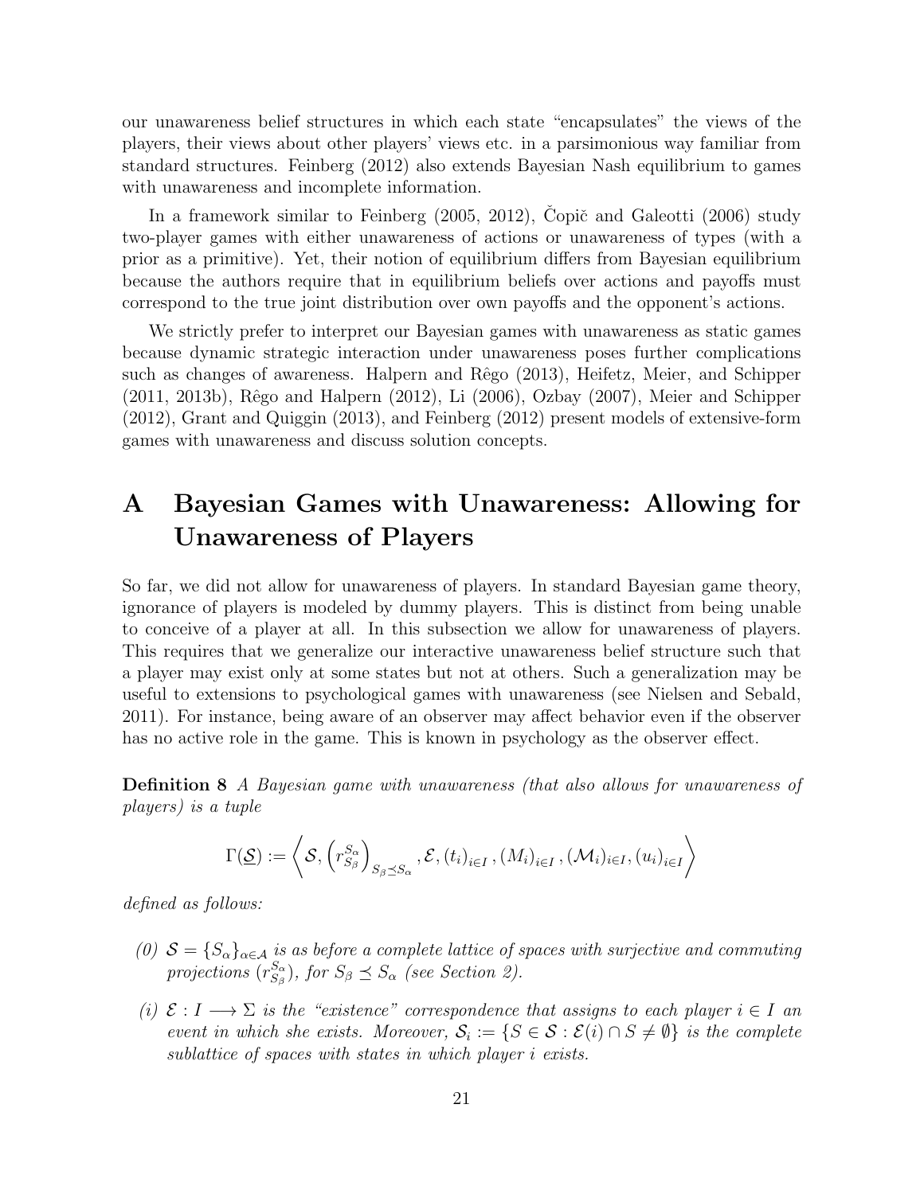our unawareness belief structures in which each state "encapsulates" the views of the players, their views about other players' views etc. in a parsimonious way familiar from standard structures. Feinberg (2012) also extends Bayesian Nash equilibrium to games with unawareness and incomplete information.

In a framework similar to Feinberg (2005, 2012), Čopič and Galeotti (2006) study two-player games with either unawareness of actions or unawareness of types (with a prior as a primitive). Yet, their notion of equilibrium differs from Bayesian equilibrium because the authors require that in equilibrium beliefs over actions and payoffs must correspond to the true joint distribution over own payoffs and the opponent's actions.

We strictly prefer to interpret our Bayesian games with unawareness as static games because dynamic strategic interaction under unawareness poses further complications such as changes of awareness. Halpern and Rêgo (2013), Heifetz, Meier, and Schipper (2011, 2013b), Rêgo and Halpern (2012), Li (2006), Ozbay (2007), Meier and Schipper (2012), Grant and Quiggin (2013), and Feinberg (2012) present models of extensive-form games with unawareness and discuss solution concepts.

# A Bayesian Games with Unawareness: Allowing for Unawareness of Players

So far, we did not allow for unawareness of players. In standard Bayesian game theory, ignorance of players is modeled by dummy players. This is distinct from being unable to conceive of a player at all. In this subsection we allow for unawareness of players. This requires that we generalize our interactive unawareness belief structure such that a player may exist only at some states but not at others. Such a generalization may be useful to extensions to psychological games with unawareness (see Nielsen and Sebald, 2011). For instance, being aware of an observer may affect behavior even if the observer has no active role in the game. This is known in psychology as the observer effect.

**Definition 8** *A Bayesian game with unawareness (that also allows for unawareness of players) is a tuple*

$$\Gamma(\underline{\mathcal{S}}) := \left\langle \mathcal{S}, \left(r^{S_\alpha}_{S_\beta}\right)_{S_\beta \preceq S_\alpha}, \mathcal{E}, (t_i)_{i \in I}, (M_i)_{i \in I}, (\mathcal{M}_i)_{i \in I}, (u_i)_{i \in I} \right\rangle$$

*defined as follows:*

*(0)* $\mathcal{S} = \{S_\alpha\}_{\alpha \in \mathcal{A}}$ *is as before a complete lattice of spaces with surjective and commuting projections* $(r^{S_\alpha}_{S_\beta})$*, for* $S_\beta \preceq S_\alpha$ *(see Section 2).*

*(i)* $\mathcal{E} : I \longrightarrow \Sigma$ *is the "existence" correspondence that assigns to each player* $i \in I$ *an event in which she exists. Moreover,* $\mathcal{S}_i := \{S \in \mathcal{S} : \mathcal{E}(i) \cap S \neq \emptyset\}$ *is the complete sublattice of spaces with states in which player* $i$ *exists.*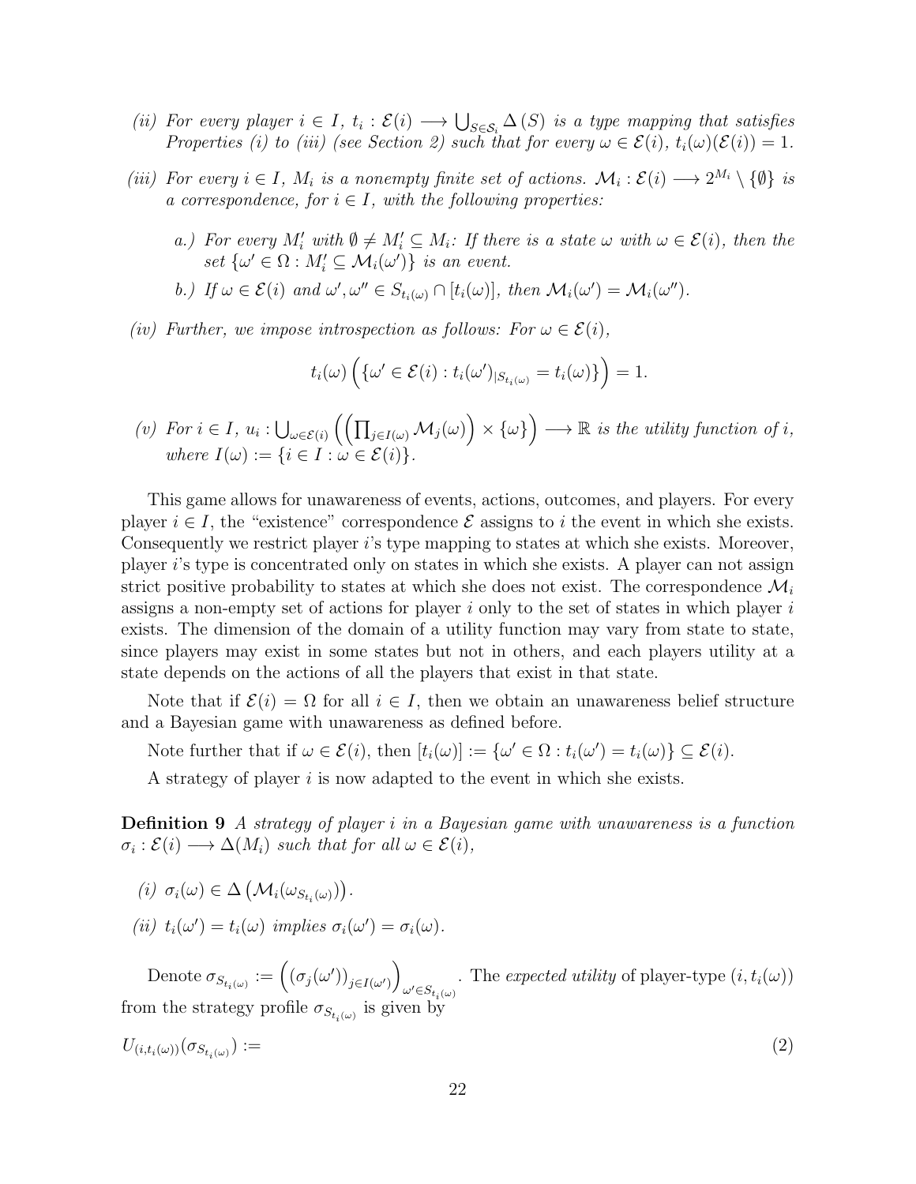(ii) *For every player $i \in I$, $t_i : \mathcal{E}(i) \longrightarrow \bigcup_{S \in \mathcal{S}_i} \Delta(S)$ is a type mapping that satisfies Properties (i) to (iii) (see Section 2) such that for every $\omega \in \mathcal{E}(i)$, $t_i(\omega)(\mathcal{E}(i)) = 1$.*

(iii) *For every $i \in I$, $M_i$ is a nonempty finite set of actions. $\mathcal{M}_i : \mathcal{E}(i) \longrightarrow 2^{M_i} \setminus \{\emptyset\}$ is a correspondence, for $i \in I$, with the following properties:*

   a.) *For every $M_i'$ with $\emptyset \neq M_i' \subseteq M_i$: If there is a state $\omega$ with $\omega \in \mathcal{E}(i)$, then the set $\{\omega' \in \Omega : M_i' \subseteq \mathcal{M}_i(\omega')\}$ is an event.*

   b.) *If $\omega \in \mathcal{E}(i)$ and $\omega', \omega'' \in S_{t_i(\omega)} \cap [t_i(\omega)]$, then $\mathcal{M}_i(\omega') = \mathcal{M}_i(\omega'')$.*

(iv) *Further, we impose introspection as follows: For $\omega \in \mathcal{E}(i)$,*

$$t_i(\omega)\left(\{\omega' \in \mathcal{E}(i) : t_i(\omega')_{|S_{t_i(\omega)}} = t_i(\omega)\}\right) = 1.$$

(v) *For $i \in I$, $u_i : \bigcup_{\omega \in \mathcal{E}(i)} \left(\left(\prod_{j \in I(\omega)} \mathcal{M}_j(\omega)\right) \times \{\omega\}\right) \longrightarrow \mathbb{R}$ is the utility function of $i$, where $I(\omega) := \{i \in I : \omega \in \mathcal{E}(i)\}$.*

This game allows for unawareness of events, actions, outcomes, and players. For every player $i \in I$, the "existence" correspondence $\mathcal{E}$ assigns to $i$ the event in which she exists. Consequently we restrict player $i$'s type mapping to states at which she exists. Moreover, player $i$'s type is concentrated only on states in which she exists. A player can not assign strict positive probability to states at which she does not exist. The correspondence $\mathcal{M}_i$ assigns a non-empty set of actions for player $i$ only to the set of states in which player $i$ exists. The dimension of the domain of a utility function may vary from state to state, since players may exist in some states but not in others, and each players utility at a state depends on the actions of all the players that exist in that state.

Note that if $\mathcal{E}(i) = \Omega$ for all $i \in I$, then we obtain an unawareness belief structure and a Bayesian game with unawareness as defined before.

Note further that if $\omega \in \mathcal{E}(i)$, then $[t_i(\omega)] := \{\omega' \in \Omega : t_i(\omega') = t_i(\omega)\} \subseteq \mathcal{E}(i)$.

A strategy of player $i$ is now adapted to the event in which she exists.

**Definition 9** *A strategy of player $i$ in a Bayesian game with unawareness is a function $\sigma_i : \mathcal{E}(i) \longrightarrow \Delta(M_i)$ such that for all $\omega \in \mathcal{E}(i)$,*

(i) *$\sigma_i(\omega) \in \Delta\left(\mathcal{M}_i(\omega_{S_{t_i(\omega)}})\right)$.*

(ii) *$t_i(\omega') = t_i(\omega)$ implies $\sigma_i(\omega') = \sigma_i(\omega)$.*

Denote $\sigma_{S_{t_i(\omega)}} := \left((\sigma_j(\omega'))_{j \in I(\omega')}\right)_{\omega' \in S_{t_i(\omega)}}$. The *expected utility* of player-type $(i, t_i(\omega))$ from the strategy profile $\sigma_{S_{t_i(\omega)}}$ is given by

$$U_{(i,t_i(\omega))}(\sigma_{S_{t_i(\omega)}}) := \tag{2}$$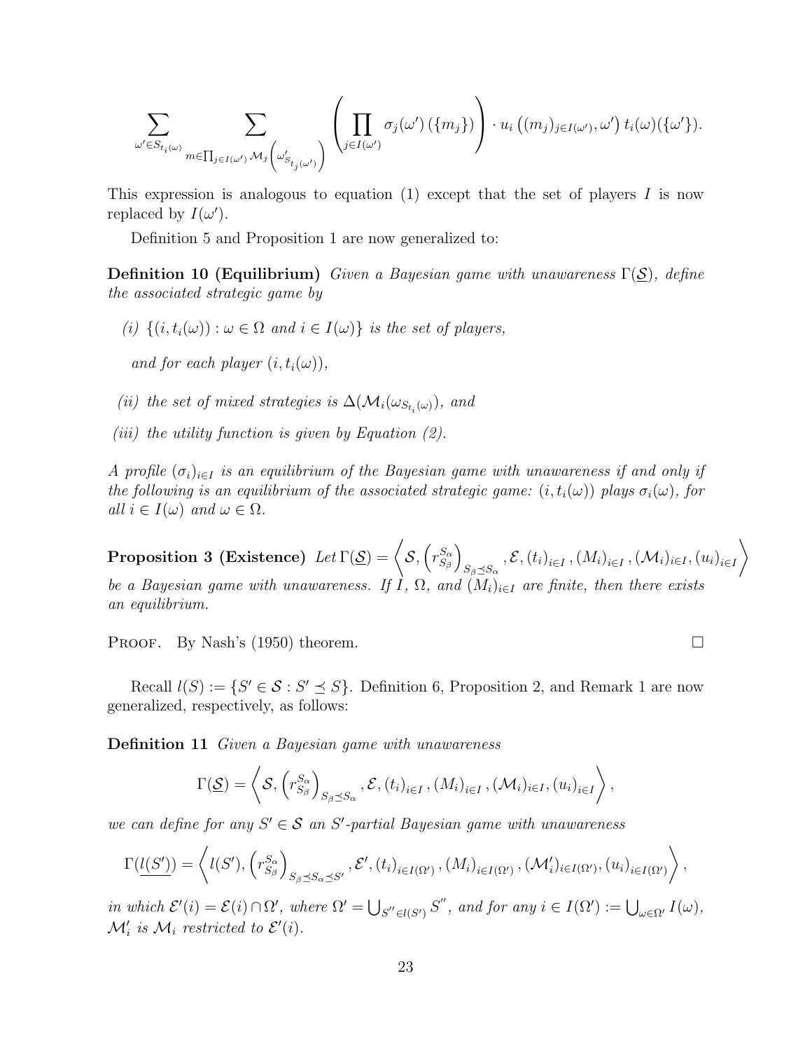$$\sum_{\omega' \in S_{t_i(\omega)}} \sum_{m \in \prod_{j \in I(\omega')} \mathcal{M}_j\left(\omega'_{S_{t_j(\omega')}}\right)} \left( \prod_{j \in I(\omega')} \sigma_j(\omega') \left(\{m_j\}\right) \right) \cdot u_i \left( (m_j)_{j \in I(\omega')}, \omega' \right) t_i(\omega)(\{\omega'\}).$$

This expression is analogous to equation (1) except that the set of players $I$ is now replaced by $I(\omega')$.

Definition 5 and Proposition 1 are now generalized to:

**Definition 10 (Equilibrium)** *Given a Bayesian game with unawareness $\Gamma(\underline{\mathcal{S}})$, define the associated strategic game by*

*(i) $\{(i, t_i(\omega)) : \omega \in \Omega \text{ and } i \in I(\omega)\}$ is the set of players,*

*and for each player $(i, t_i(\omega))$,*

*(ii) the set of mixed strategies is $\Delta(\mathcal{M}_i(\omega_{S_{t_i(\omega)}})$, and*

*(iii) the utility function is given by Equation (2).*

*A profile $(\sigma_i)_{i \in I}$ is an equilibrium of the Bayesian game with unawareness if and only if the following is an equilibrium of the associated strategic game: $(i, t_i(\omega))$ plays $\sigma_i(\omega)$, for all $i \in I(\omega)$ and $\omega \in \Omega$.*

**Proposition 3 (Existence)** *Let $\Gamma(\underline{\mathcal{S}}) = \left\langle \mathcal{S}, \left(r_{S_\beta}^{S_\alpha}\right)_{S_\beta \preceq S_\alpha}, \mathcal{E}, (t_i)_{i \in I}, (M_i)_{i \in I}, (\mathcal{M}_i)_{i \in I}, (u_i)_{i \in I} \right\rangle$ be a Bayesian game with unawareness. If $I$, $\Omega$, and $(M_i)_{i \in I}$ are finite, then there exists an equilibrium.*

Proof. By Nash's (1950) theorem. □

Recall $l(S) := \{S' \in \mathcal{S} : S' \preceq S\}$. Definition 6, Proposition 2, and Remark 1 are now generalized, respectively, as follows:

**Definition 11** *Given a Bayesian game with unawareness*

$$\Gamma(\underline{\mathcal{S}}) = \left\langle \mathcal{S}, \left(r_{S_\beta}^{S_\alpha}\right)_{S_\beta \preceq S_\alpha}, \mathcal{E}, (t_i)_{i \in I}, (M_i)_{i \in I}, (\mathcal{M}_i)_{i \in I}, (u_i)_{i \in I} \right\rangle,$$

*we can define for any $S' \in \mathcal{S}$ an $S'$-partial Bayesian game with unawareness*

$$\Gamma(\underline{l(S')}) = \left\langle l(S'), \left(r_{S_\beta}^{S_\alpha}\right)_{S_\beta \preceq S_\alpha \preceq S'}, \mathcal{E}', (t_i)_{i \in I(\Omega')}, (M_i)_{i \in I(\Omega')}, (\mathcal{M}'_i)_{i \in I(\Omega')}, (u_i)_{i \in I(\Omega')} \right\rangle,$$

*in which $\mathcal{E}'(i) = \mathcal{E}(i) \cap \Omega'$, where $\Omega' = \bigcup_{S'' \in l(S')} S''$, and for any $i \in I(\Omega') := \bigcup_{\omega \in \Omega'} I(\omega)$, $\mathcal{M}'_i$ is $\mathcal{M}_i$ restricted to $\mathcal{E}'(i)$.*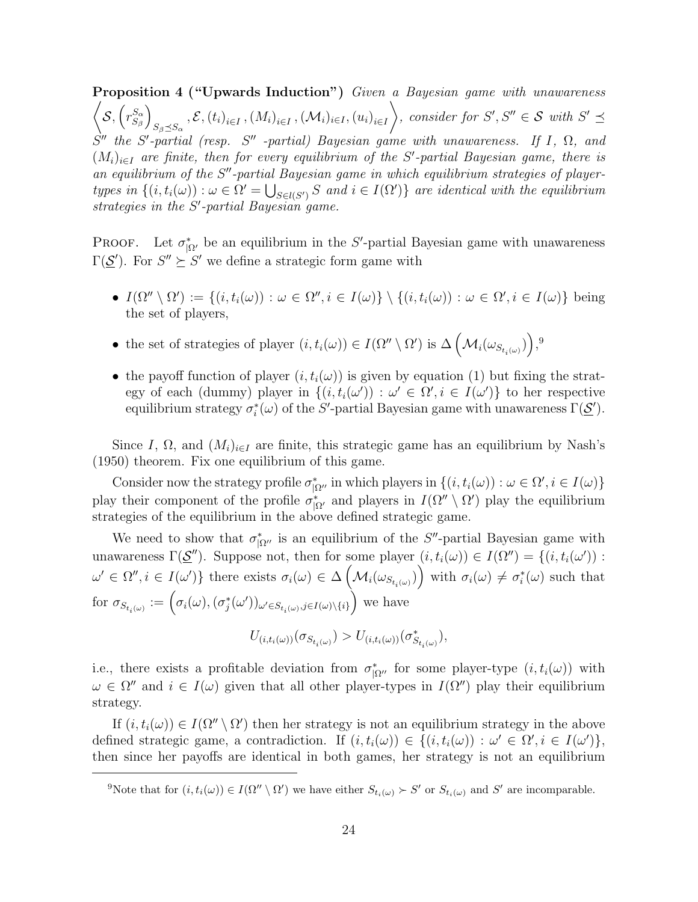**Proposition 4 ("Upwards Induction")** *Given a Bayesian game with unawareness* $\left\langle \mathcal{S}, \left(r^{S_\alpha}_{S_\beta}\right)_{S_\beta \preceq S_\alpha}, \mathcal{E}, (t_i)_{i\in I}, (M_i)_{i\in I}, (\mathcal{M}_i)_{i\in I}, (u_i)_{i\in I} \right\rangle$, *consider for* $S', S'' \in \mathcal{S}$ *with* $S' \preceq S''$ *the* $S'$*-partial (resp.* $S''$ *-partial) Bayesian game with unawareness. If* $I$, $\Omega$, *and* $(M_i)_{i\in I}$ *are finite, then for every equilibrium of the* $S'$*-partial Bayesian game, there is an equilibrium of the* $S''$*-partial Bayesian game in which equilibrium strategies of player-types in* $\{(i, t_i(\omega)) : \omega \in \Omega' = \bigcup_{S \in l(S')} S$ *and* $i \in I(\Omega')\}$ *are identical with the equilibrium strategies in the* $S'$*-partial Bayesian game.*

PROOF. Let $\sigma^*_{|\Omega'}$ be an equilibrium in the $S'$-partial Bayesian game with unawareness $\Gamma(\underline{S}')$. For $S'' \succeq S'$ we define a strategic form game with

- $I(\Omega'' \setminus \Omega') := \{(i, t_i(\omega)) : \omega \in \Omega'', i \in I(\omega)\} \setminus \{(i, t_i(\omega)) : \omega \in \Omega', i \in I(\omega)\}$ being the set of players,
- the set of strategies of player $(i, t_i(\omega)) \in I(\Omega'' \setminus \Omega')$ is $\Delta\left(\mathcal{M}_i(\omega_{S_{t_i(\omega)}})\right)$,[9]
- the payoff function of player $(i, t_i(\omega))$ is given by equation (1) but fixing the strategy of each (dummy) player in $\{(i, t_i(\omega')) : \omega' \in \Omega', i \in I(\omega')\}$ to her respective equilibrium strategy $\sigma^*_i(\omega)$ of the $S'$-partial Bayesian game with unawareness $\Gamma(\underline{S}')$.

Since $I$, $\Omega$, and $(M_i)_{i\in I}$ are finite, this strategic game has an equilibrium by Nash's (1950) theorem. Fix one equilibrium of this game.

Consider now the strategy profile $\sigma^*_{|\Omega''}$ in which players in $\{(i, t_i(\omega)) : \omega \in \Omega', i \in I(\omega)\}$ play their component of the profile $\sigma^*_{|\Omega'}$ and players in $I(\Omega'' \setminus \Omega')$ play the equilibrium strategies of the equilibrium in the above defined strategic game.

We need to show that $\sigma^*_{|\Omega''}$ is an equilibrium of the $S''$-partial Bayesian game with unawareness $\Gamma(\underline{S}'')$. Suppose not, then for some player $(i, t_i(\omega)) \in I(\Omega'') = \{(i, t_i(\omega')) : \omega' \in \Omega'', i \in I(\omega')\}$ there exists $\sigma_i(\omega) \in \Delta\left(\mathcal{M}_i(\omega_{S_{t_i(\omega)}})\right)$ with $\sigma_i(\omega) \neq \sigma^*_i(\omega)$ such that for $\sigma_{S_{t_i(\omega)}} := \left(\sigma_i(\omega), (\sigma^*_j(\omega'))_{\omega' \in S_{t_i(\omega)}, j \in I(\omega)\setminus\{i\}}\right)$ we have

$$U_{(i,t_i(\omega))}(\sigma_{S_{t_i(\omega)}}) > U_{(i,t_i(\omega))}(\sigma^*_{S_{t_i(\omega)}}),$$

i.e., there exists a profitable deviation from $\sigma^*_{|\Omega''}$ for some player-type $(i, t_i(\omega))$ with $\omega \in \Omega''$ and $i \in I(\omega)$ given that all other player-types in $I(\Omega'')$ play their equilibrium strategy.

If $(i, t_i(\omega)) \in I(\Omega'' \setminus \Omega')$ then her strategy is not an equilibrium strategy in the above defined strategic game, a contradiction. If $(i, t_i(\omega)) \in \{(i, t_i(\omega)) : \omega' \in \Omega', i \in I(\omega')\}$, then since her payoffs are identical in both games, her strategy is not an equilibrium

[9] Note that for $(i, t_i(\omega)) \in I(\Omega'' \setminus \Omega')$ we have either $S_{t_i(\omega)} \succ S'$ or $S_{t_i(\omega)}$ and $S'$ are incomparable.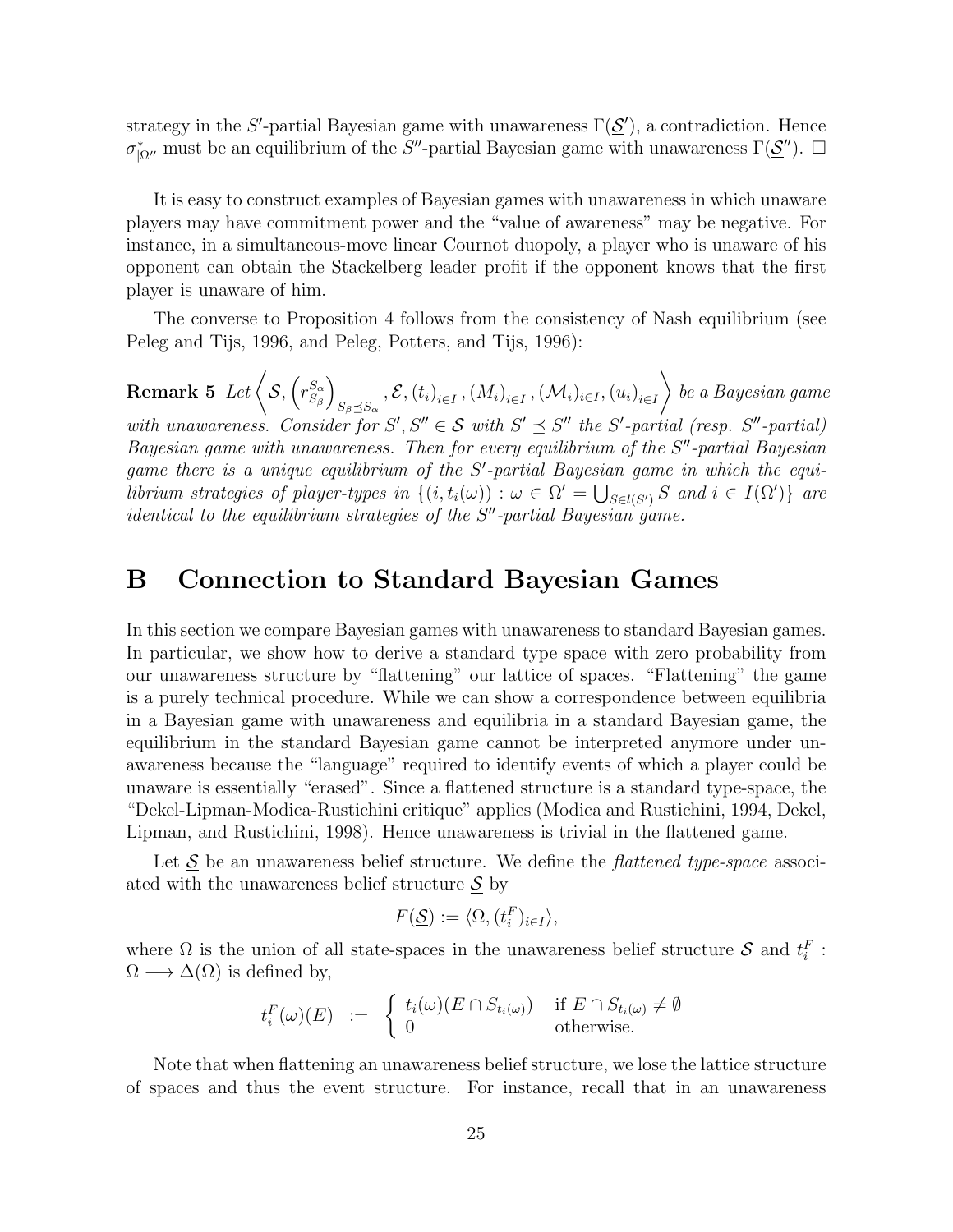strategy in the $S'$-partial Bayesian game with unawareness $\Gamma(\underline{\mathcal{S}}')$, a contradiction. Hence $\sigma^*_{|\Omega''}$ must be an equilibrium of the $S''$-partial Bayesian game with unawareness $\Gamma(\underline{\mathcal{S}}'')$. $\square$

It is easy to construct examples of Bayesian games with unawareness in which unaware players may have commitment power and the "value of awareness" may be negative. For instance, in a simultaneous-move linear Cournot duopoly, a player who is unaware of his opponent can obtain the Stackelberg leader profit if the opponent knows that the first player is unaware of him.

The converse to Proposition 4 follows from the consistency of Nash equilibrium (see Peleg and Tijs, 1996, and Peleg, Potters, and Tijs, 1996):

**Remark 5** *Let* $\left\langle \mathcal{S}, \left(r^{S_\alpha}_{S_\beta}\right)_{S_\beta \preceq S_\alpha}, \mathcal{E}, (t_i)_{i \in I}, (M_i)_{i \in I}, (\mathcal{M}_i)_{i \in I}, (u_i)_{i \in I} \right\rangle$ *be a Bayesian game with unawareness. Consider for* $S', S'' \in \mathcal{S}$ *with* $S' \preceq S''$ *the* $S'$*-partial (resp.* $S''$*-partial) Bayesian game with unawareness. Then for every equilibrium of the* $S''$*-partial Bayesian game there is a unique equilibrium of the* $S'$*-partial Bayesian game in which the equilibrium strategies of player-types in* $\{(i, t_i(\omega)) : \omega \in \Omega' = \bigcup_{S \in l(S')} S$ *and* $i \in I(\Omega')\}$ *are identical to the equilibrium strategies of the* $S''$*-partial Bayesian game.*

# B Connection to Standard Bayesian Games

In this section we compare Bayesian games with unawareness to standard Bayesian games. In particular, we show how to derive a standard type space with zero probability from our unawareness structure by "flattening" our lattice of spaces. "Flattening" the game is a purely technical procedure. While we can show a correspondence between equilibria in a Bayesian game with unawareness and equilibria in a standard Bayesian game, the equilibrium in the standard Bayesian game cannot be interpreted anymore under unawareness because the "language" required to identify events of which a player could be unaware is essentially "erased". Since a flattened structure is a standard type-space, the "Dekel-Lipman-Modica-Rustichini critique" applies (Modica and Rustichini, 1994, Dekel, Lipman, and Rustichini, 1998). Hence unawareness is trivial in the flattened game.

Let $\underline{\mathcal{S}}$ be an unawareness belief structure. We define the *flattened type-space* associated with the unawareness belief structure $\underline{\mathcal{S}}$ by

$$F(\underline{\mathcal{S}}) := \langle \Omega, (t_i^F)_{i \in I} \rangle,$$

where $\Omega$ is the union of all state-spaces in the unawareness belief structure $\underline{\mathcal{S}}$ and $t_i^F : \Omega \longrightarrow \Delta(\Omega)$ is defined by,

$$t_i^F(\omega)(E) \;:=\; \begin{cases} t_i(\omega)(E \cap S_{t_i(\omega)}) & \text{if } E \cap S_{t_i(\omega)} \neq \emptyset \\ 0 & \text{otherwise.} \end{cases}$$

Note that when flattening an unawareness belief structure, we lose the lattice structure of spaces and thus the event structure. For instance, recall that in an unawareness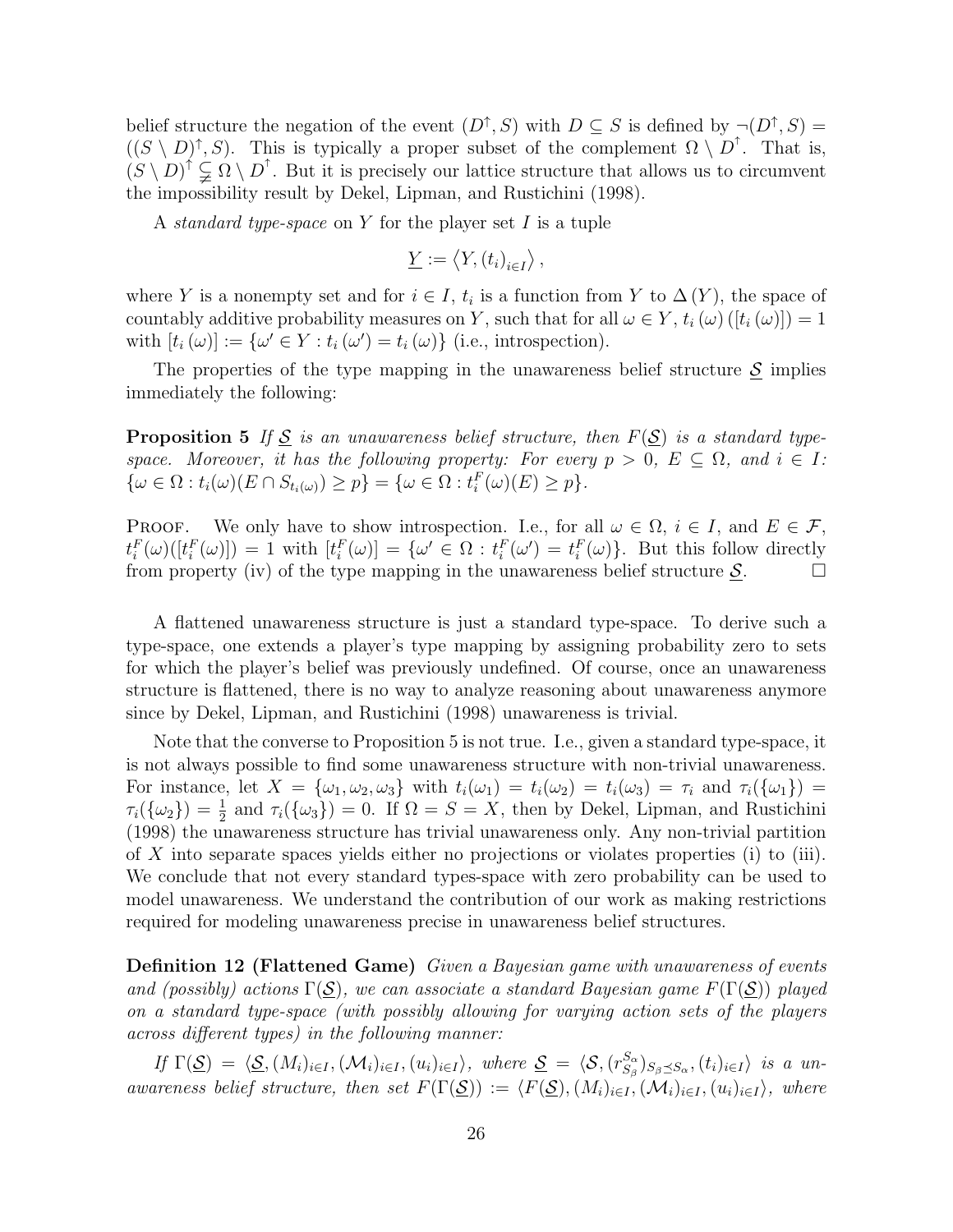belief structure the negation of the event $(D^{\uparrow}, S)$ with $D \subseteq S$ is defined by $\neg(D^{\uparrow}, S) = ((S \setminus D)^{\uparrow}, S)$. This is typically a proper subset of the complement $\Omega \setminus D^{\uparrow}$. That is, $(S \setminus D)^{\uparrow} \subsetneq \Omega \setminus D^{\uparrow}$. But it is precisely our lattice structure that allows us to circumvent the impossibility result by Dekel, Lipman, and Rustichini (1998).

A *standard type-space* on $Y$ for the player set $I$ is a tuple

$$\underline{Y} := \left\langle Y, (t_i)_{i \in I} \right\rangle,$$

where $Y$ is a nonempty set and for $i \in I$, $t_i$ is a function from $Y$ to $\Delta(Y)$, the space of countably additive probability measures on $Y$, such that for all $\omega \in Y$, $t_i(\omega)([t_i(\omega)]) = 1$ with $[t_i(\omega)] := \{\omega' \in Y : t_i(\omega') = t_i(\omega)\}$ (i.e., introspection).

The properties of the type mapping in the unawareness belief structure $\underline{\mathcal{S}}$ implies immediately the following:

**Proposition 5** *If $\underline{\mathcal{S}}$ is an unawareness belief structure, then $F(\underline{\mathcal{S}})$ is a standard type-space. Moreover, it has the following property: For every $p > 0$, $E \subseteq \Omega$, and $i \in I$: $\{\omega \in \Omega : t_i(\omega)(E \cap S_{t_i(\omega)}) \geq p\} = \{\omega \in \Omega : t_i^F(\omega)(E) \geq p\}$.*

Proof. We only have to show introspection. I.e., for all $\omega \in \Omega$, $i \in I$, and $E \in \mathcal{F}$, $t_i^F(\omega)([t_i^F(\omega)]) = 1$ with $[t_i^F(\omega)] = \{\omega' \in \Omega : t_i^F(\omega') = t_i^F(\omega)\}$. But this follow directly from property (iv) of the type mapping in the unawareness belief structure $\underline{\mathcal{S}}$. □

A flattened unawareness structure is just a standard type-space. To derive such a type-space, one extends a player's type mapping by assigning probability zero to sets for which the player's belief was previously undefined. Of course, once an unawareness structure is flattened, there is no way to analyze reasoning about unawareness anymore since by Dekel, Lipman, and Rustichini (1998) unawareness is trivial.

Note that the converse to Proposition 5 is not true. I.e., given a standard type-space, it is not always possible to find some unawareness structure with non-trivial unawareness. For instance, let $X = \{\omega_1, \omega_2, \omega_3\}$ with $t_i(\omega_1) = t_i(\omega_2) = t_i(\omega_3) = \tau_i$ and $\tau_i(\{\omega_1\}) = \tau_i(\{\omega_2\}) = \frac{1}{2}$ and $\tau_i(\{\omega_3\}) = 0$. If $\Omega = S = X$, then by Dekel, Lipman, and Rustichini (1998) the unawareness structure has trivial unawareness only. Any non-trivial partition of $X$ into separate spaces yields either no projections or violates properties (i) to (iii). We conclude that not every standard types-space with zero probability can be used to model unawareness. We understand the contribution of our work as making restrictions required for modeling unawareness precise in unawareness belief structures.

**Definition 12 (Flattened Game)** *Given a Bayesian game with unawareness of events and (possibly) actions $\Gamma(\underline{\mathcal{S}})$, we can associate a standard Bayesian game $F(\Gamma(\underline{\mathcal{S}}))$ played on a standard type-space (with possibly allowing for varying action sets of the players across different types) in the following manner:*

*If $\Gamma(\underline{\mathcal{S}}) = \langle \underline{\mathcal{S}}, (M_i)_{i \in I}, (\mathcal{M}_i)_{i \in I}, (u_i)_{i \in I} \rangle$, where $\underline{\mathcal{S}} = \langle \mathcal{S}, (r_{S_\beta}^{S_\alpha})_{S_\beta \preceq S_\alpha}, (t_i)_{i \in I} \rangle$ is a unawareness belief structure, then set $F(\Gamma(\underline{\mathcal{S}})) := \langle F(\underline{\mathcal{S}}), (M_i)_{i \in I}, (\mathcal{M}_i)_{i \in I}, (u_i)_{i \in I} \rangle$, where*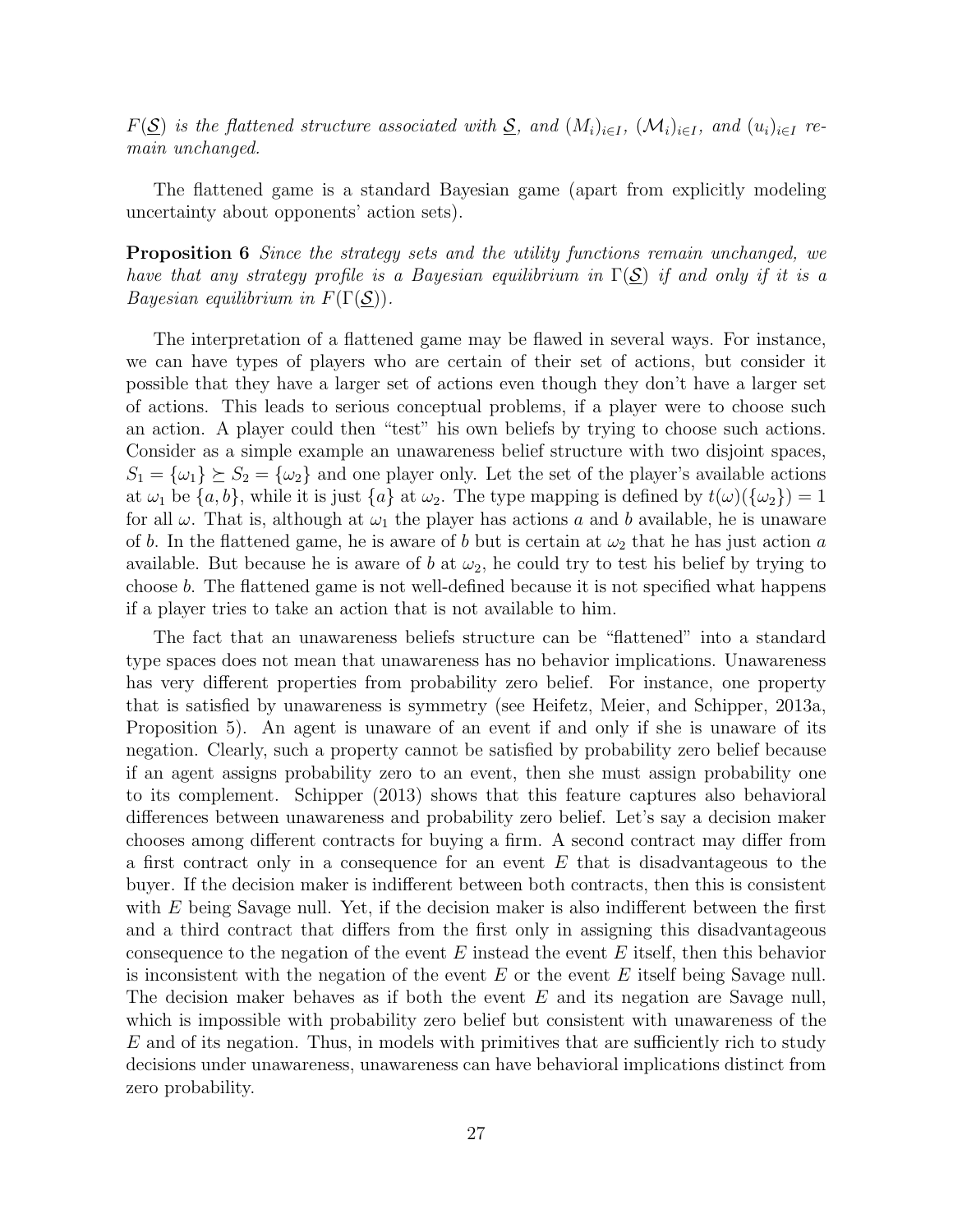*$F(\underline{\mathcal{S}})$ is the flattened structure associated with $\underline{\mathcal{S}}$, and $(M_i)_{i \in I}$, $(\mathcal{M}_i)_{i \in I}$, and $(u_i)_{i \in I}$ remain unchanged.*

The flattened game is a standard Bayesian game (apart from explicitly modeling uncertainty about opponents' action sets).

**Proposition 6** *Since the strategy sets and the utility functions remain unchanged, we have that any strategy profile is a Bayesian equilibrium in $\Gamma(\underline{\mathcal{S}})$ if and only if it is a Bayesian equilibrium in $F(\Gamma(\underline{\mathcal{S}}))$.*

The interpretation of a flattened game may be flawed in several ways. For instance, we can have types of players who are certain of their set of actions, but consider it possible that they have a larger set of actions even though they don't have a larger set of actions. This leads to serious conceptual problems, if a player were to choose such an action. A player could then "test" his own beliefs by trying to choose such actions. Consider as a simple example an unawareness belief structure with two disjoint spaces, $S_1 = \{\omega_1\} \succeq S_2 = \{\omega_2\}$ and one player only. Let the set of the player's available actions at $\omega_1$ be $\{a, b\}$, while it is just $\{a\}$ at $\omega_2$. The type mapping is defined by $t(\omega)(\{\omega_2\}) = 1$ for all $\omega$. That is, although at $\omega_1$ the player has actions $a$ and $b$ available, he is unaware of $b$. In the flattened game, he is aware of $b$ but is certain at $\omega_2$ that he has just action $a$ available. But because he is aware of $b$ at $\omega_2$, he could try to test his belief by trying to choose $b$. The flattened game is not well-defined because it is not specified what happens if a player tries to take an action that is not available to him.

The fact that an unawareness beliefs structure can be "flattened" into a standard type spaces does not mean that unawareness has no behavior implications. Unawareness has very different properties from probability zero belief. For instance, one property that is satisfied by unawareness is symmetry (see Heifetz, Meier, and Schipper, 2013a, Proposition 5). An agent is unaware of an event if and only if she is unaware of its negation. Clearly, such a property cannot be satisfied by probability zero belief because if an agent assigns probability zero to an event, then she must assign probability one to its complement. Schipper (2013) shows that this feature captures also behavioral differences between unawareness and probability zero belief. Let's say a decision maker chooses among different contracts for buying a firm. A second contract may differ from a first contract only in a consequence for an event $E$ that is disadvantageous to the buyer. If the decision maker is indifferent between both contracts, then this is consistent with $E$ being Savage null. Yet, if the decision maker is also indifferent between the first and a third contract that differs from the first only in assigning this disadvantageous consequence to the negation of the event $E$ instead the event $E$ itself, then this behavior is inconsistent with the negation of the event $E$ or the event $E$ itself being Savage null. The decision maker behaves as if both the event $E$ and its negation are Savage null, which is impossible with probability zero belief but consistent with unawareness of the $E$ and of its negation. Thus, in models with primitives that are sufficiently rich to study decisions under unawareness, unawareness can have behavioral implications distinct from zero probability.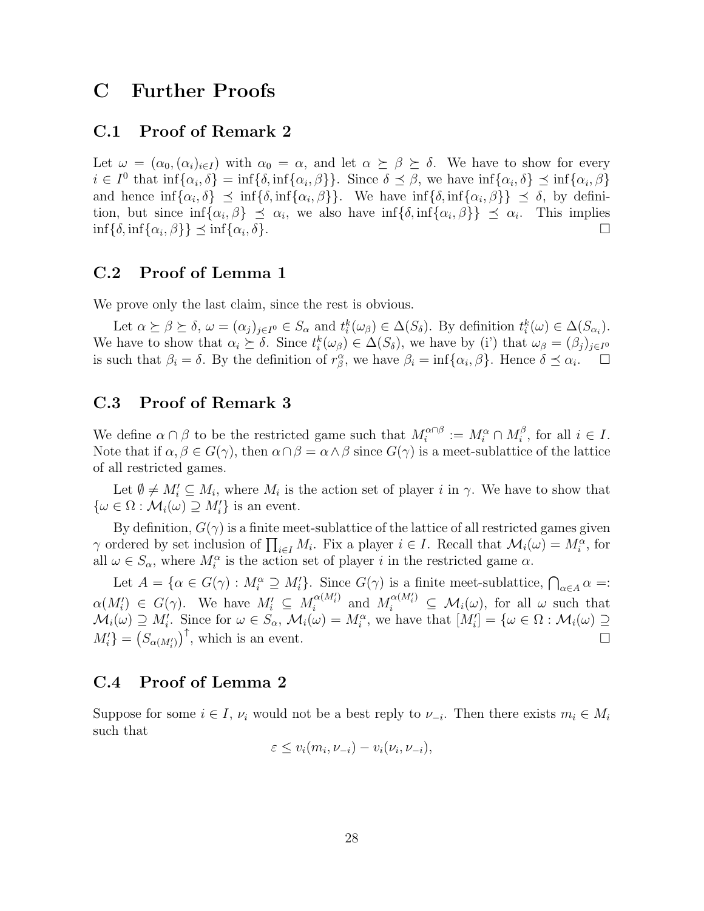# C Further Proofs

## C.1 Proof of Remark 2

Let $\omega = (\alpha_0, (\alpha_i)_{i\in I})$ with $\alpha_0 = \alpha$, and let $\alpha \succeq \beta \succeq \delta$. We have to show for every $i \in I^0$ that $\inf\{\alpha_i, \delta\} = \inf\{\delta, \inf\{\alpha_i, \beta\}\}$. Since $\delta \preceq \beta$, we have $\inf\{\alpha_i, \delta\} \preceq \inf\{\alpha_i, \beta\}$ and hence $\inf\{\alpha_i, \delta\} \preceq \inf\{\delta, \inf\{\alpha_i, \beta\}\}$. We have $\inf\{\delta, \inf\{\alpha_i, \beta\}\} \preceq \delta$, by definition, but since $\inf\{\alpha_i, \beta\} \preceq \alpha_i$, we also have $\inf\{\delta, \inf\{\alpha_i, \beta\}\} \preceq \alpha_i$. This implies $\inf\{\delta, \inf\{\alpha_i, \beta\}\} \preceq \inf\{\alpha_i, \delta\}$. $\square$

## C.2 Proof of Lemma 1

We prove only the last claim, since the rest is obvious.

Let $\alpha \succeq \beta \succeq \delta$, $\omega = (\alpha_j)_{j\in I^0} \in S_\alpha$ and $t_i^k(\omega_\beta) \in \Delta(S_\delta)$. By definition $t_i^k(\omega) \in \Delta(S_{\alpha_i})$. We have to show that $\alpha_i \succeq \delta$. Since $t_i^k(\omega_\beta) \in \Delta(S_\delta)$, we have by (i') that $\omega_\beta = (\beta_j)_{j\in I^0}$ is such that $\beta_i = \delta$. By the definition of $r_\beta^\alpha$, we have $\beta_i = \inf\{\alpha_i, \beta\}$. Hence $\delta \preceq \alpha_i$. $\square$

## C.3 Proof of Remark 3

We define $\alpha \cap \beta$ to be the restricted game such that $M_i^{\alpha\cap\beta} := M_i^\alpha \cap M_i^\beta$, for all $i \in I$. Note that if $\alpha, \beta \in G(\gamma)$, then $\alpha \cap \beta = \alpha \wedge \beta$ since $G(\gamma)$ is a meet-sublattice of the lattice of all restricted games.

Let $\emptyset \neq M_i' \subseteq M_i$, where $M_i$ is the action set of player $i$ in $\gamma$. We have to show that $\{\omega \in \Omega : \mathcal{M}_i(\omega) \supseteq M_i'\}$ is an event.

By definition, $G(\gamma)$ is a finite meet-sublattice of the lattice of all restricted games given $\gamma$ ordered by set inclusion of $\prod_{i\in I} M_i$. Fix a player $i \in I$. Recall that $\mathcal{M}_i(\omega) = M_i^\alpha$, for all $\omega \in S_\alpha$, where $M_i^\alpha$ is the action set of player $i$ in the restricted game $\alpha$.

Let $A = \{\alpha \in G(\gamma) : M_i^\alpha \supseteq M_i'\}$. Since $G(\gamma)$ is a finite meet-sublattice, $\bigcap_{\alpha\in A} \alpha =: \alpha(M_i') \in G(\gamma)$. We have $M_i' \subseteq M_i^{\alpha(M_i')}$ and $M_i^{\alpha(M_i')} \subseteq \mathcal{M}_i(\omega)$, for all $\omega$ such that $\mathcal{M}_i(\omega) \supseteq M_i'$. Since for $\omega \in S_\alpha$, $\mathcal{M}_i(\omega) = M_i^\alpha$, we have that $[M_i'] = \{\omega \in \Omega : \mathcal{M}_i(\omega) \supseteq M_i'\} = \left(S_{\alpha(M_i')}\right)^\uparrow$, which is an event. $\square$

## C.4 Proof of Lemma 2

Suppose for some $i \in I$, $\nu_i$ would not be a best reply to $\nu_{-i}$. Then there exists $m_i \in M_i$ such that

$$\varepsilon \leq v_i(m_i, \nu_{-i}) - v_i(\nu_i, \nu_{-i}),$$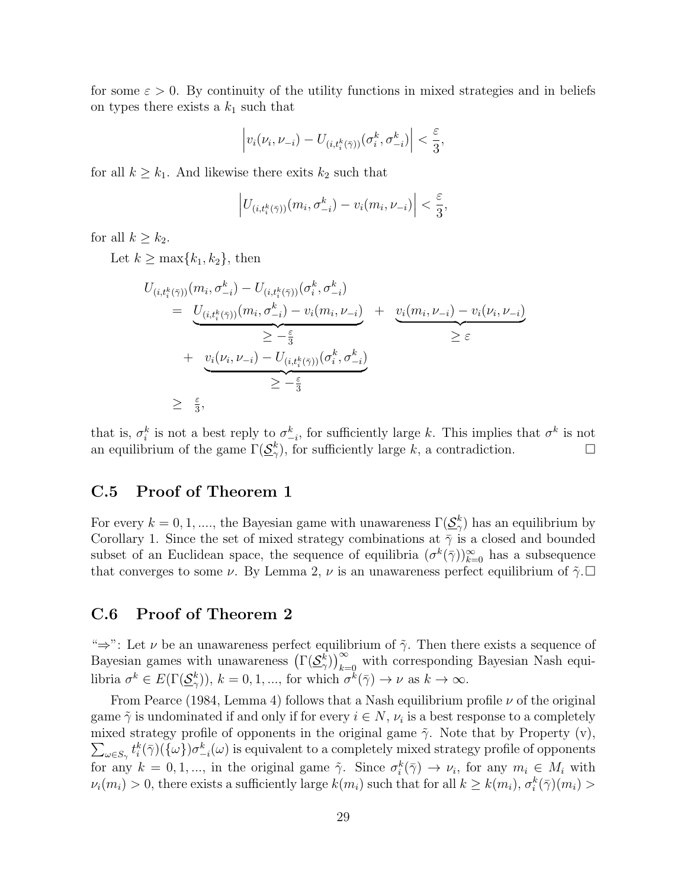for some $\varepsilon > 0$. By continuity of the utility functions in mixed strategies and in beliefs on types there exists a $k_1$ such that

$$\left| v_i(\nu_i, \nu_{-i}) - U_{(i, t_i^k(\bar{\gamma}))}(\sigma_i^k, \sigma_{-i}^k) \right| < \frac{\varepsilon}{3},$$

for all $k \geq k_1$. And likewise there exits $k_2$ such that

$$\left| U_{(i, t_i^k(\bar{\gamma}))}(m_i, \sigma_{-i}^k) - v_i(m_i, \nu_{-i}) \right| < \frac{\varepsilon}{3},$$

for all $k \geq k_2$.

Let $k \geq \max\{k_1, k_2\}$, then

$$\begin{aligned}
& U_{(i,t_i^k(\bar{\gamma}))}(m_i, \sigma_{-i}^k) - U_{(i,t_i^k(\bar{\gamma}))}(\sigma_i^k, \sigma_{-i}^k) \\
&= \underbrace{U_{(i,t_i^k(\bar{\gamma}))}(m_i, \sigma_{-i}^k) - v_i(m_i, \nu_{-i})}_{\geq -\frac{\varepsilon}{3}} + \underbrace{v_i(m_i, \nu_{-i}) - v_i(\nu_i, \nu_{-i})}_{\geq \varepsilon} \\
&\quad + \underbrace{v_i(\nu_i, \nu_{-i}) - U_{(i,t_i^k(\bar{\gamma}))}(\sigma_i^k, \sigma_{-i}^k)}_{\geq -\frac{\varepsilon}{3}} \\
&\geq \frac{\varepsilon}{3},
\end{aligned}$$

that is, $\sigma_i^k$ is not a best reply to $\sigma_{-i}^k$, for sufficiently large $k$. This implies that $\sigma^k$ is not an equilibrium of the game $\Gamma(\underline{\mathcal{S}}_\gamma^k)$, for sufficiently large $k$, a contradiction. □

## C.5 Proof of Theorem 1

For every $k = 0, 1, ....$, the Bayesian game with unawareness $\Gamma(\underline{\mathcal{S}}_\gamma^k)$ has an equilibrium by Corollary 1. Since the set of mixed strategy combinations at $\bar{\gamma}$ is a closed and bounded subset of an Euclidean space, the sequence of equilibria $(\sigma^k(\bar{\gamma}))_{k=0}^\infty$ has a subsequence that converges to some $\nu$. By Lemma 2, $\nu$ is an unawareness perfect equilibrium of $\tilde{\gamma}$.□

## C.6 Proof of Theorem 2

"⇒": Let $\nu$ be an unawareness perfect equilibrium of $\tilde{\gamma}$. Then there exists a sequence of Bayesian games with unawareness $\left(\Gamma(\underline{\mathcal{S}}_\gamma^k)\right)_{k=0}^\infty$ with corresponding Bayesian Nash equilibria $\sigma^k \in E(\Gamma(\underline{\mathcal{S}}_\gamma^k))$, $k = 0, 1, ...$, for which $\sigma^k(\bar{\gamma}) \to \nu$ as $k \to \infty$.

From Pearce (1984, Lemma 4) follows that a Nash equilibrium profile $\nu$ of the original game $\tilde{\gamma}$ is undominated if and only if for every $i \in N$, $\nu_i$ is a best response to a completely mixed strategy profile of opponents in the original game $\tilde{\gamma}$. Note that by Property (v), $\sum_{\omega \in S_\gamma} t_i^k(\bar{\gamma})(\{\omega\}) \sigma_{-i}^k(\omega)$ is equivalent to a completely mixed strategy profile of opponents for any $k = 0, 1, ...$, in the original game $\tilde{\gamma}$. Since $\sigma_i^k(\bar{\gamma}) \to \nu_i$, for any $m_i \in M_i$ with $\nu_i(m_i) > 0$, there exists a sufficiently large $k(m_i)$ such that for all $k \geq k(m_i)$, $\sigma_i^k(\bar{\gamma})(m_i) >$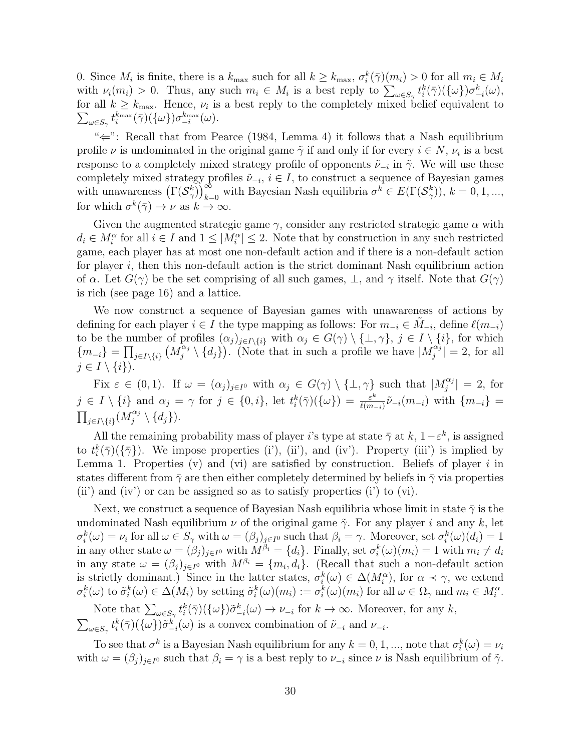0. Since $M_i$ is finite, there is a $k_{\max}$ such for all $k \geq k_{\max}$, $\sigma_i^k(\bar{\gamma})(m_i) > 0$ for all $m_i \in M_i$ with $\nu_i(m_i) > 0$. Thus, any such $m_i \in M_i$ is a best reply to $\sum_{\omega \in S_\gamma} t_i^k(\bar{\gamma})(\{\omega\})\sigma_{-i}^k(\omega)$, for all $k \geq k_{\max}$. Hence, $\nu_i$ is a best reply to the completely mixed belief equivalent to $\sum_{\omega \in S_\gamma} t_i^{k_{\max}}(\bar{\gamma})(\{\omega\})\sigma_{-i}^{k_{\max}}(\omega)$.

"$\Leftarrow$": Recall that from Pearce (1984, Lemma 4) it follows that a Nash equilibrium profile $\nu$ is undominated in the original game $\tilde{\gamma}$ if and only if for every $i \in N$, $\nu_i$ is a best response to a completely mixed strategy profile of opponents $\tilde{\nu}_{-i}$ in $\tilde{\gamma}$. We will use these completely mixed strategy profiles $\tilde{\nu}_{-i}$, $i \in I$, to construct a sequence of Bayesian games with unawareness $\left(\Gamma(\underline{\mathcal{S}}_\gamma^k)\right)_{k=0}^\infty$ with Bayesian Nash equilibria $\sigma^k \in E(\Gamma(\underline{\mathcal{S}}_\gamma^k))$, $k = 0, 1, ...$, for which $\sigma^k(\bar{\gamma}) \rightarrow \nu$ as $k \rightarrow \infty$.

Given the augmented strategic game $\gamma$, consider any restricted strategic game $\alpha$ with $d_i \in M_i^\alpha$ for all $i \in I$ and $1 \leq |M_i^\alpha| \leq 2$. Note that by construction in any such restricted game, each player has at most one non-default action and if there is a non-default action for player $i$, then this non-default action is the strict dominant Nash equilibrium action of $\alpha$. Let $G(\gamma)$ be the set comprising of all such games, $\perp$, and $\gamma$ itself. Note that $G(\gamma)$ is rich (see page 16) and a lattice.

We now construct a sequence of Bayesian games with unawareness of actions by defining for each player $i \in I$ the type mapping as follows: For $m_{-i} \in \tilde{M}_{-i}$, define $\ell(m_{-i})$ to be the number of profiles $(\alpha_j)_{j \in I \setminus \{i\}}$ with $\alpha_j \in G(\gamma) \setminus \{\perp, \gamma\}$, $j \in I \setminus \{i\}$, for which $\{m_{-i}\} = \prod_{j \in I \setminus \{i\}} \left(M_j^{\alpha_j} \setminus \{d_j\}\right)$. (Note that in such a profile we have $|M_j^{\alpha_j}| = 2$, for all $j \in I \setminus \{i\}$).

Fix $\varepsilon \in (0, 1)$. If $\omega = (\alpha_j)_{j \in I^0}$ with $\alpha_j \in G(\gamma) \setminus \{\perp, \gamma\}$ such that $|M_j^{\alpha_j}| = 2$, for $j \in I \setminus \{i\}$ and $\alpha_j = \gamma$ for $j \in \{0, i\}$, let $t_i^k(\bar{\gamma})(\{\omega\}) = \frac{\varepsilon^k}{\ell(m_{-i})}\tilde{\nu}_{-i}(m_{-i})$ with $\{m_{-i}\} = \prod_{j \in I \setminus \{i\}}(M_j^{\alpha_j} \setminus \{d_j\})$.

All the remaining probability mass of player $i$'s type at state $\bar{\gamma}$ at $k$, $1 - \varepsilon^k$, is assigned to $t_i^k(\bar{\gamma})(\{\bar{\gamma}\})$. We impose properties (i'), (ii'), and (iv'). Property (iii') is implied by Lemma 1. Properties (v) and (vi) are satisfied by construction. Beliefs of player $i$ in states different from $\bar{\gamma}$ are then either completely determined by beliefs in $\bar{\gamma}$ via properties (ii') and (iv') or can be assigned so as to satisfy properties (i') to (vi).

Next, we construct a sequence of Bayesian Nash equilibria whose limit in state $\bar{\gamma}$ is the undominated Nash equilibrium $\nu$ of the original game $\tilde{\gamma}$. For any player $i$ and any $k$, let $\sigma_i^k(\omega) = \nu_i$ for all $\omega \in S_\gamma$ with $\omega = (\beta_j)_{j \in I^0}$ such that $\beta_i = \gamma$. Moreover, set $\sigma_i^k(\omega)(d_i) = 1$ in any other state $\omega = (\beta_j)_{j \in I^0}$ with $M^{\beta_i} = \{d_i\}$. Finally, set $\sigma_i^k(\omega)(m_i) = 1$ with $m_i \neq d_i$ in any state $\omega = (\beta_j)_{j \in I^0}$ with $M^{\beta_i} = \{m_i, d_i\}$. (Recall that such a non-default action is strictly dominant.) Since in the latter states, $\sigma_i^k(\omega) \in \Delta(M_i^\alpha)$, for $\alpha \prec \gamma$, we extend $\sigma_i^k(\omega)$ to $\tilde{\sigma}_i^k(\omega) \in \Delta(M_i)$ by setting $\tilde{\sigma}_i^k(\omega)(m_i) := \sigma_i^k(\omega)(m_i)$ for all $\omega \in \Omega_\gamma$ and $m_i \in M_i^\alpha$.

Note that $\sum_{\omega \in S_\gamma} t_i^k(\bar{\gamma})(\{\omega\})\tilde{\sigma}_{-i}^k(\omega) \rightarrow \nu_{-i}$ for $k \rightarrow \infty$. Moreover, for any $k$, $\sum_{\omega \in S_\gamma} t_i^k(\bar{\gamma})(\{\omega\})\tilde{\sigma}_{-i}^k(\omega)$ is a convex combination of $\tilde{\nu}_{-i}$ and $\nu_{-i}$.

To see that $\sigma^k$ is a Bayesian Nash equilibrium for any $k = 0, 1, ...$, note that $\sigma_i^k(\omega) = \nu_i$ with $\omega = (\beta_j)_{j \in I^0}$ such that $\beta_i = \gamma$ is a best reply to $\nu_{-i}$ since $\nu$ is Nash equilibrium of $\tilde{\gamma}$.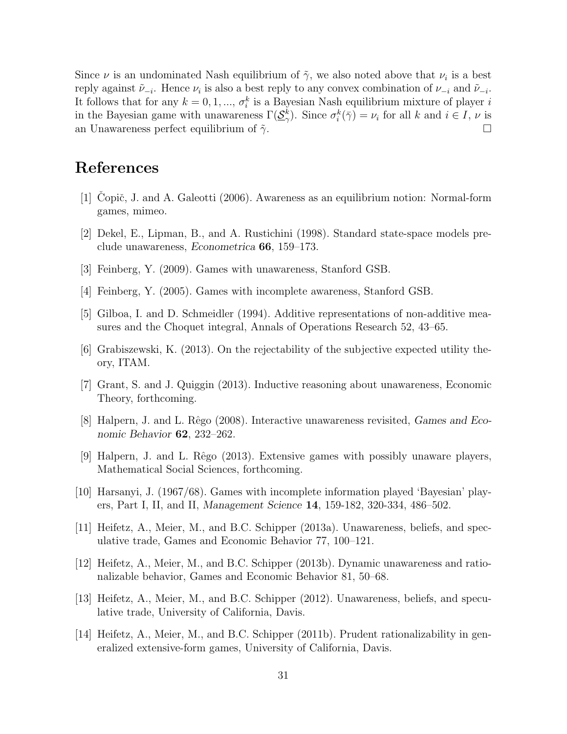Since $\nu$ is an undominated Nash equilibrium of $\tilde{\gamma}$, we also noted above that $\nu_i$ is a best reply against $\tilde{\nu}_{-i}$. Hence $\nu_i$ is also a best reply to any convex combination of $\nu_{-i}$ and $\tilde{\nu}_{-i}$. It follows that for any $k = 0, 1, ..., \sigma_i^k$ is a Bayesian Nash equilibrium mixture of player $i$ in the Bayesian game with unawareness $\Gamma(\underline{\mathcal{S}}_{\gamma}^k)$. Since $\sigma_i^k(\bar{\gamma}) = \nu_i$ for all $k$ and $i \in I$, $\nu$ is an Unawareness perfect equilibrium of $\tilde{\gamma}$. □

# References

[1] Čopič, J. and A. Galeotti (2006). Awareness as an equilibrium notion: Normal-form games, mimeo.

[2] Dekel, E., Lipman, B., and A. Rustichini (1998). Standard state-space models preclude unawareness, *Econometrica* **66**, 159–173.

[3] Feinberg, Y. (2009). Games with unawareness, Stanford GSB.

[4] Feinberg, Y. (2005). Games with incomplete awareness, Stanford GSB.

[5] Gilboa, I. and D. Schmeidler (1994). Additive representations of non-additive measures and the Choquet integral, Annals of Operations Research 52, 43–65.

[6] Grabiszewski, K. (2013). On the rejectability of the subjective expected utility theory, ITAM.

[7] Grant, S. and J. Quiggin (2013). Inductive reasoning about unawareness, Economic Theory, forthcoming.

[8] Halpern, J. and L. Rêgo (2008). Interactive unawareness revisited, *Games and Economic Behavior* **62**, 232–262.

[9] Halpern, J. and L. Rêgo (2013). Extensive games with possibly unaware players, Mathematical Social Sciences, forthcoming.

[10] Harsanyi, J. (1967/68). Games with incomplete information played 'Bayesian' players, Part I, II, and II, *Management Science* **14**, 159-182, 320-334, 486–502.

[11] Heifetz, A., Meier, M., and B.C. Schipper (2013a). Unawareness, beliefs, and speculative trade, Games and Economic Behavior 77, 100–121.

[12] Heifetz, A., Meier, M., and B.C. Schipper (2013b). Dynamic unawareness and rationalizable behavior, Games and Economic Behavior 81, 50–68.

[13] Heifetz, A., Meier, M., and B.C. Schipper (2012). Unawareness, beliefs, and speculative trade, University of California, Davis.

[14] Heifetz, A., Meier, M., and B.C. Schipper (2011b). Prudent rationalizability in generalized extensive-form games, University of California, Davis.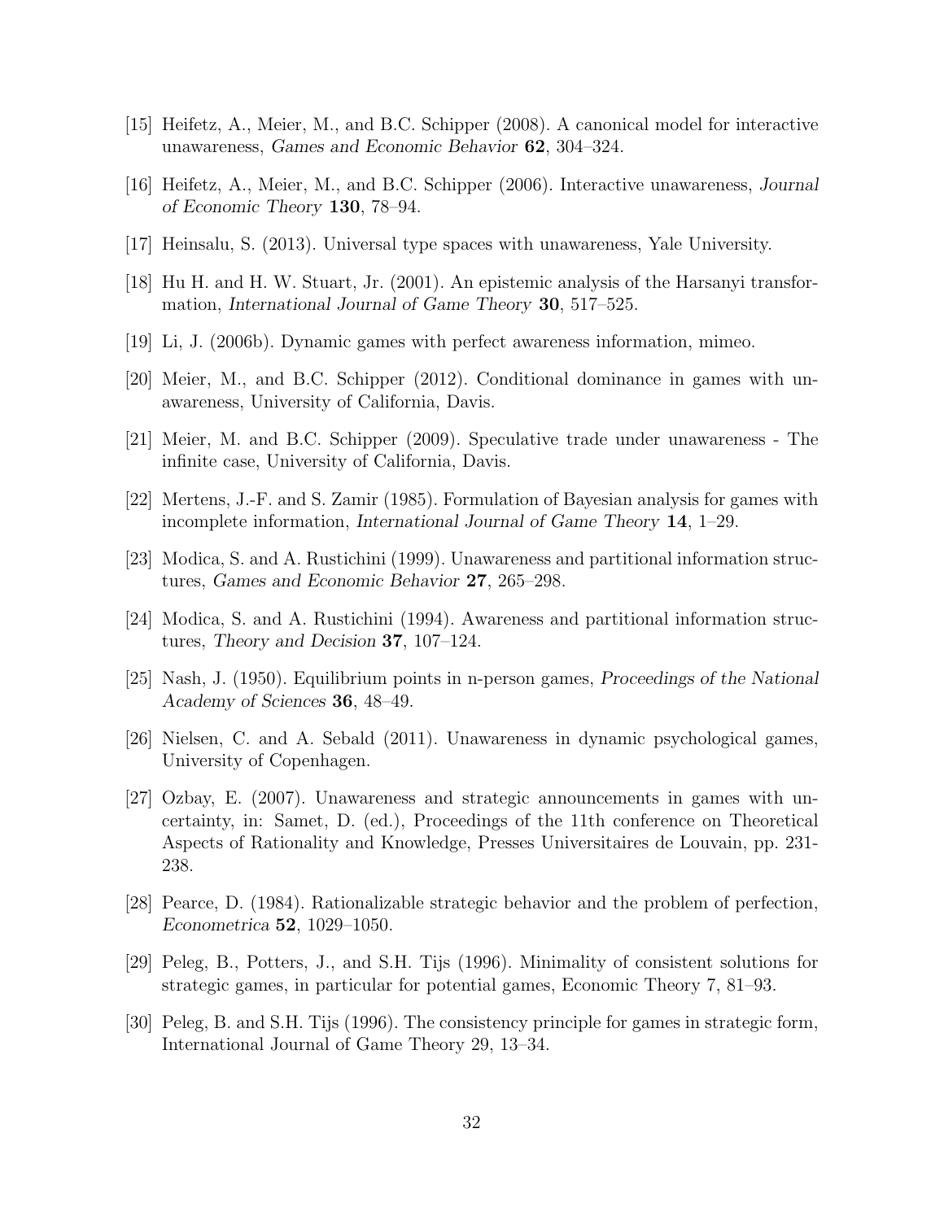[15] Heifetz, A., Meier, M., and B.C. Schipper (2008). A canonical model for interactive unawareness, *Games and Economic Behavior* **62**, 304–324.

[16] Heifetz, A., Meier, M., and B.C. Schipper (2006). Interactive unawareness, *Journal of Economic Theory* **130**, 78–94.

[17] Heinsalu, S. (2013). Universal type spaces with unawareness, Yale University.

[18] Hu H. and H. W. Stuart, Jr. (2001). An epistemic analysis of the Harsanyi transformation, *International Journal of Game Theory* **30**, 517–525.

[19] Li, J. (2006b). Dynamic games with perfect awareness information, mimeo.

[20] Meier, M., and B.C. Schipper (2012). Conditional dominance in games with unawareness, University of California, Davis.

[21] Meier, M. and B.C. Schipper (2009). Speculative trade under unawareness - The infinite case, University of California, Davis.

[22] Mertens, J.-F. and S. Zamir (1985). Formulation of Bayesian analysis for games with incomplete information, *International Journal of Game Theory* **14**, 1–29.

[23] Modica, S. and A. Rustichini (1999). Unawareness and partitional information structures, *Games and Economic Behavior* **27**, 265–298.

[24] Modica, S. and A. Rustichini (1994). Awareness and partitional information structures, *Theory and Decision* **37**, 107–124.

[25] Nash, J. (1950). Equilibrium points in n-person games, *Proceedings of the National Academy of Sciences* **36**, 48–49.

[26] Nielsen, C. and A. Sebald (2011). Unawareness in dynamic psychological games, University of Copenhagen.

[27] Ozbay, E. (2007). Unawareness and strategic announcements in games with uncertainty, in: Samet, D. (ed.), Proceedings of the 11th conference on Theoretical Aspects of Rationality and Knowledge, Presses Universitaires de Louvain, pp. 231-238.

[28] Pearce, D. (1984). Rationalizable strategic behavior and the problem of perfection, *Econometrica* **52**, 1029–1050.

[29] Peleg, B., Potters, J., and S.H. Tijs (1996). Minimality of consistent solutions for strategic games, in particular for potential games, Economic Theory 7, 81–93.

[30] Peleg, B. and S.H. Tijs (1996). The consistency principle for games in strategic form, International Journal of Game Theory 29, 13–34.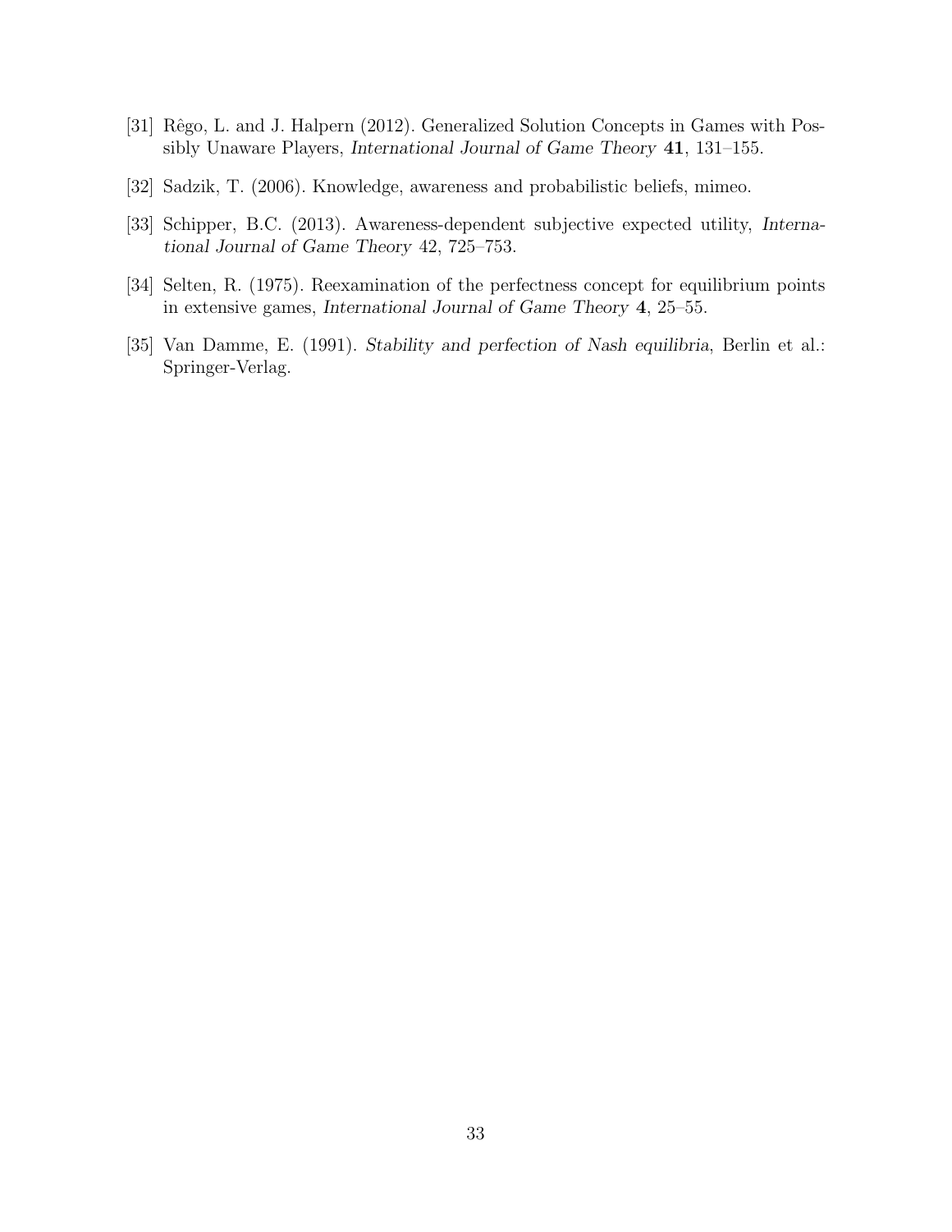[31] Rêgo, L. and J. Halpern (2012). Generalized Solution Concepts in Games with Possibly Unaware Players, *International Journal of Game Theory* **41**, 131–155.

[32] Sadzik, T. (2006). Knowledge, awareness and probabilistic beliefs, mimeo.

[33] Schipper, B.C. (2013). Awareness-dependent subjective expected utility, *International Journal of Game Theory* 42, 725–753.

[34] Selten, R. (1975). Reexamination of the perfectness concept for equilibrium points in extensive games, *International Journal of Game Theory* **4**, 25–55.

[35] Van Damme, E. (1991). *Stability and perfection of Nash equilibria*, Berlin et al.: Springer-Verlag.